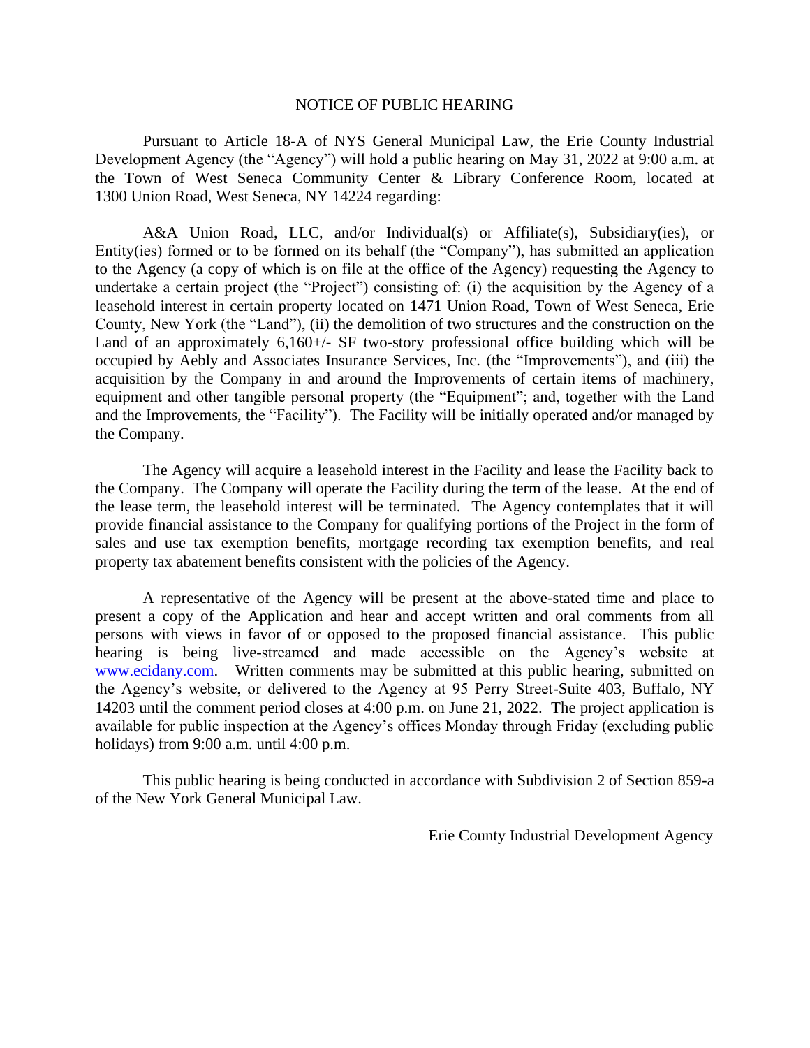# NOTICE OF PUBLIC HEARING

Pursuant to Article 18-A of NYS General Municipal Law, the Erie County Industrial Development Agency (the "Agency") will hold a public hearing on May 31, 2022 at 9:00 a.m. at the Town of West Seneca Community Center & Library Conference Room, located at 1300 Union Road, West Seneca, NY 14224 regarding:

A&A Union Road, LLC, and/or Individual(s) or Affiliate(s), Subsidiary(ies), or Entity(ies) formed or to be formed on its behalf (the "Company"), has submitted an application to the Agency (a copy of which is on file at the office of the Agency) requesting the Agency to undertake a certain project (the "Project") consisting of: (i) the acquisition by the Agency of a leasehold interest in certain property located on 1471 Union Road, Town of West Seneca, Erie County, New York (the "Land"), (ii) the demolition of two structures and the construction on the Land of an approximately 6,160+/- SF two-story professional office building which will be occupied by Aebly and Associates Insurance Services, Inc. (the "Improvements"), and (iii) the acquisition by the Company in and around the Improvements of certain items of machinery, equipment and other tangible personal property (the "Equipment"; and, together with the Land and the Improvements, the "Facility"). The Facility will be initially operated and/or managed by the Company.

The Agency will acquire a leasehold interest in the Facility and lease the Facility back to the Company. The Company will operate the Facility during the term of the lease. At the end of the lease term, the leasehold interest will be terminated. The Agency contemplates that it will provide financial assistance to the Company for qualifying portions of the Project in the form of sales and use tax exemption benefits, mortgage recording tax exemption benefits, and real property tax abatement benefits consistent with the policies of the Agency.

A representative of the Agency will be present at the above-stated time and place to present a copy of the Application and hear and accept written and oral comments from all persons with views in favor of or opposed to the proposed financial assistance. This public hearing is being live-streamed and made accessible on the Agency's website at [www.ecidany.com](http://www.ecidany.com). Written comments may be submitted at this public hearing, submitted on the Agency's website, or delivered to the Agency at 95 Perry Street-Suite 403, Buffalo, NY 14203 until the comment period closes at 4:00 p.m. on June 21, 2022. The project application is available for public inspection at the Agency's offices Monday through Friday (excluding public holidays) from 9:00 a.m. until 4:00 p.m.

This public hearing is being conducted in accordance with Subdivision 2 of Section 859-a of the New York General Municipal Law.

Erie County Industrial Development Agency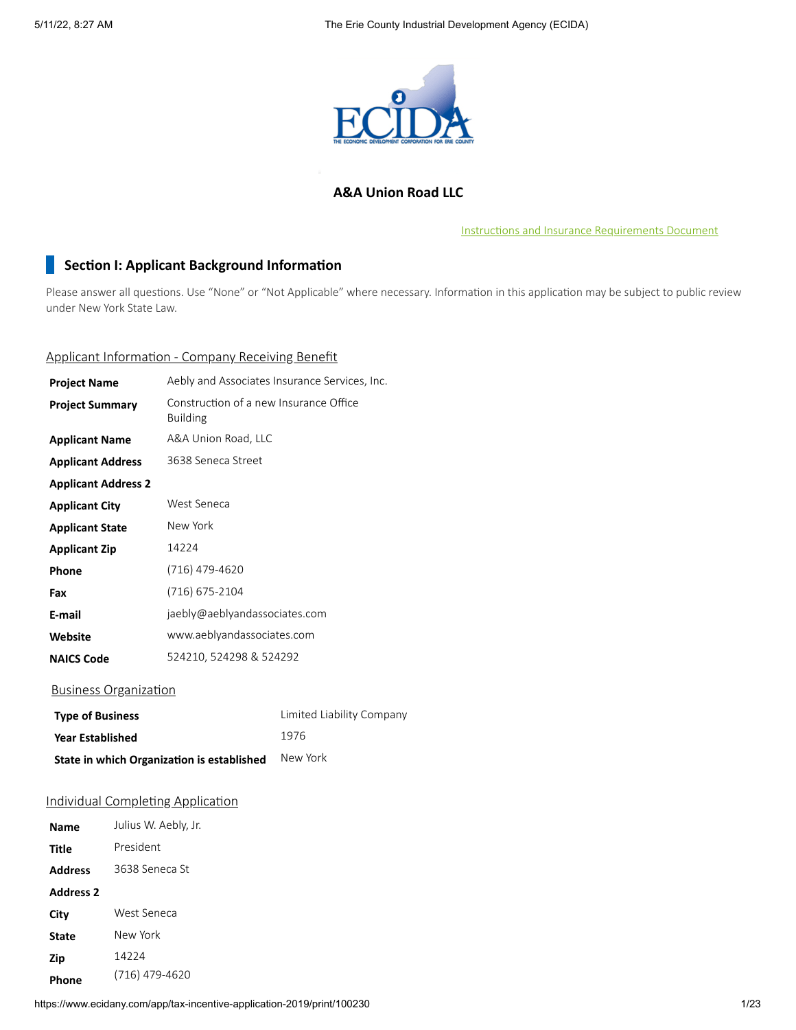## A&A Union Road LLC

Instructions and Insurance Requirements Document

## Section I: Applicant Background Information

Please answer all questions. Use "None" or "Not Applicable" where necessary. Information in this application may be subject to public review under New York State Law.

### Applicant Information - Company Receiving Benefit

| | |
|---|---|
| **Project Name** | Aebly and Associates Insurance Services, Inc. |
| **Project Summary** | Construction of a new Insurance Office Building |
| **Applicant Name** | A&A Union Road, LLC |
| **Applicant Address** | 3638 Seneca Street |
| **Applicant Address 2** | |
| **Applicant City** | West Seneca |
| **Applicant State** | New York |
| **Applicant Zip** | 14224 |
| **Phone** | (716) 479-4620 |
| **Fax** | (716) 675-2104 |
| **E-mail** | jaebly@aeblyandassociates.com |
| **Website** | www.aeblyandassociates.com |
| **NAICS Code** | 524210, 524298 & 524292 |

### Business Organization

| | |
|---|---|
| **Type of Business** | Limited Liability Company |
| **Year Established** | 1976 |
| **State in which Organization is established** | New York |

### Individual Completing Application

| | |
|---|---|
| **Name** | Julius W. Aebly, Jr. |
| **Title** | President |
| **Address** | 3638 Seneca St |
| **Address 2** | |
| **City** | West Seneca |
| **State** | New York |
| **Zip** | 14224 |
| **Phone** | (716) 479-4620 |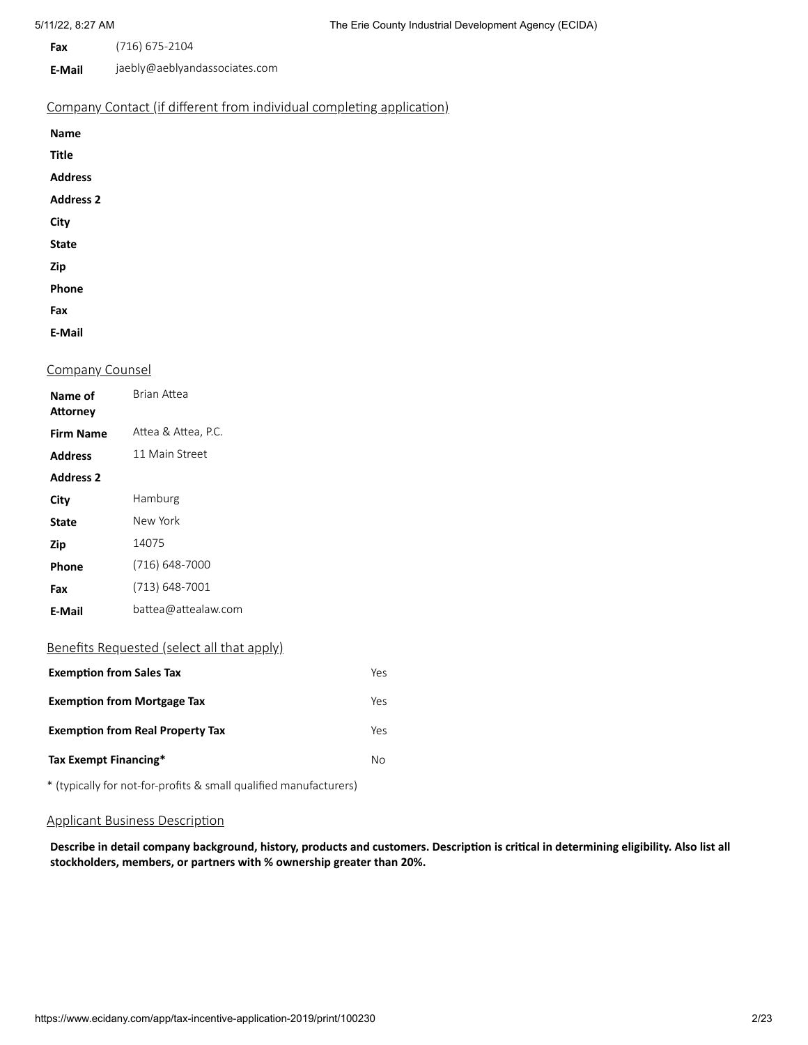| | |
|---|---|
| **Fax** | (716) 675-2104 |
| **E-Mail** | jaebly@aeblyandassociates.com |

## Company Contact (if different from individual completing application)

| | |
|---|---|
| **Name** | |
| **Title** | |
| **Address** | |
| **Address 2** | |
| **City** | |
| **State** | |
| **Zip** | |
| **Phone** | |
| **Fax** | |
| **E-Mail** | |

## Company Counsel

| | |
|---|---|
| **Name of Attorney** | Brian Attea |
| **Firm Name** | Attea & Attea, P.C. |
| **Address** | 11 Main Street |
| **Address 2** | |
| **City** | Hamburg |
| **State** | New York |
| **Zip** | 14075 |
| **Phone** | (716) 648-7000 |
| **Fax** | (713) 648-7001 |
| **E-Mail** | battea@attealaw.com |

## Benefits Requested (select all that apply)

| | |
|---|---|
| **Exemption from Sales Tax** | Yes |
| **Exemption from Mortgage Tax** | Yes |
| **Exemption from Real Property Tax** | Yes |
| **Tax Exempt Financing*** | No |

* (typically for not-for-profits & small qualified manufacturers)

## Applicant Business Description

**Describe in detail company background, history, products and customers. Description is critical in determining eligibility. Also list all stockholders, members, or partners with % ownership greater than 20%.**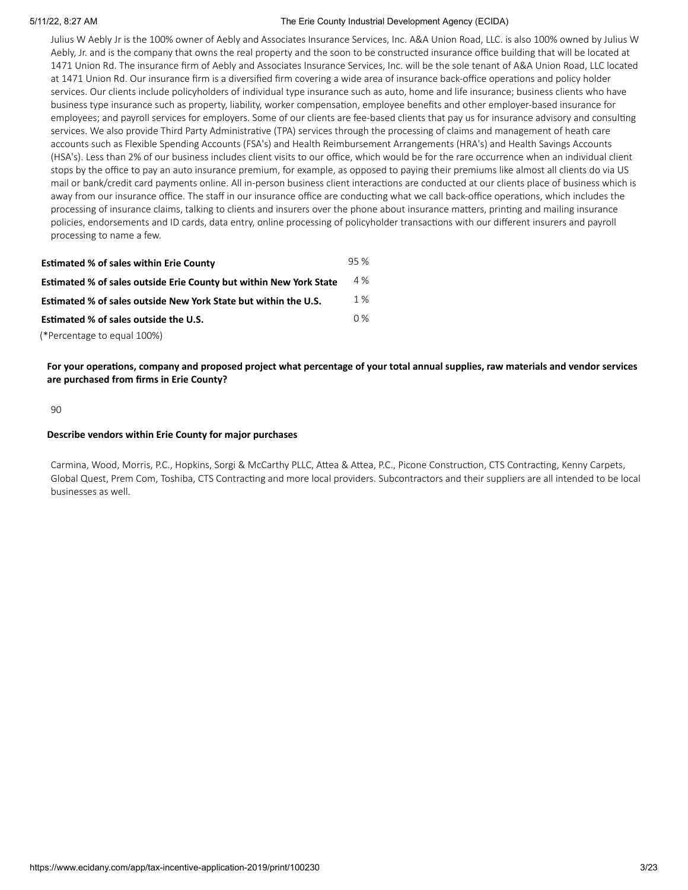Julius W Aebly Jr is the 100% owner of Aebly and Associates Insurance Services, Inc. A&A Union Road, LLC. is also 100% owned by Julius W Aebly, Jr. and is the company that owns the real property and the soon to be constructed insurance office building that will be located at 1471 Union Rd. The insurance firm of Aebly and Associates Insurance Services, Inc. will be the sole tenant of A&A Union Road, LLC located at 1471 Union Rd. Our insurance firm is a diversified firm covering a wide area of insurance back-office operations and policy holder services. Our clients include policyholders of individual type insurance such as auto, home and life insurance; business clients who have business type insurance such as property, liability, worker compensation, employee benefits and other employer-based insurance for employees; and payroll services for employers. Some of our clients are fee-based clients that pay us for insurance advisory and consulting services. We also provide Third Party Administrative (TPA) services through the processing of claims and management of heath care accounts such as Flexible Spending Accounts (FSA's) and Health Reimbursement Arrangements (HRA's) and Health Savings Accounts (HSA's). Less than 2% of our business includes client visits to our office, which would be for the rare occurrence when an individual client stops by the office to pay an auto insurance premium, for example, as opposed to paying their premiums like almost all clients do via US mail or bank/credit card payments online. All in-person business client interactions are conducted at our clients place of business which is away from our insurance office. The staff in our insurance office are conducting what we call back-office operations, which includes the processing of insurance claims, talking to clients and insurers over the phone about insurance matters, printing and mailing insurance policies, endorsements and ID cards, data entry, online processing of policyholder transactions with our different insurers and payroll processing to name a few.

| | |
|---|---|
| **Estimated % of sales within Erie County** | 95 % |
| **Estimated % of sales outside Erie County but within New York State** | 4 % |
| **Estimated % of sales outside New York State but within the U.S.** | 1 % |
| **Estimated % of sales outside the U.S.** | 0 % |

(*Percentage to equal 100%)

**For your operations, company and proposed project what percentage of your total annual supplies, raw materials and vendor services are purchased from firms in Erie County?**

90

**Describe vendors within Erie County for major purchases**

Carmina, Wood, Morris, P.C., Hopkins, Sorgi & McCarthy PLLC, Attea & Attea, P.C., Picone Construction, CTS Contracting, Kenny Carpets, Global Quest, Prem Com, Toshiba, CTS Contracting and more local providers. Subcontractors and their suppliers are all intended to be local businesses as well.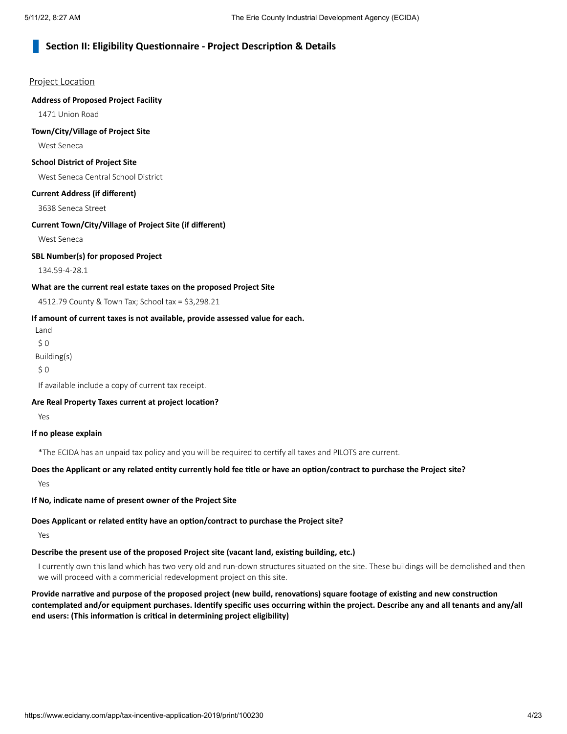## Section II: Eligibility Questionnaire - Project Description & Details

Project Location

**Address of Proposed Project Facility**

1471 Union Road

**Town/City/Village of Project Site**

West Seneca

**School District of Project Site**

West Seneca Central School District

**Current Address (if different)**

3638 Seneca Street

**Current Town/City/Village of Project Site (if different)**

West Seneca

**SBL Number(s) for proposed Project**

134.59-4-28.1

**What are the current real estate taxes on the proposed Project Site**

4512.79 County & Town Tax; School tax = $3,298.21

**If amount of current taxes is not available, provide assessed value for each.**

Land

$ 0

Building(s)

$ 0

If available include a copy of current tax receipt.

**Are Real Property Taxes current at project location?**

Yes

**If no please explain**

*The ECIDA has an unpaid tax policy and you will be required to certify all taxes and PILOTS are current.

**Does the Applicant or any related entity currently hold fee title or have an option/contract to purchase the Project site?**

Yes

**If No, indicate name of present owner of the Project Site**

**Does Applicant or related entity have an option/contract to purchase the Project site?**

Yes

**Describe the present use of the proposed Project site (vacant land, existing building, etc.)**

I currently own this land which has two very old and run-down structures situated on the site. These buildings will be demolished and then we will proceed with a commericial redevelopment project on this site.

**Provide narrative and purpose of the proposed project (new build, renovations) square footage of existing and new construction contemplated and/or equipment purchases. Identify specific uses occurring within the project. Describe any and all tenants and any/all end users: (This information is critical in determining project eligibility)**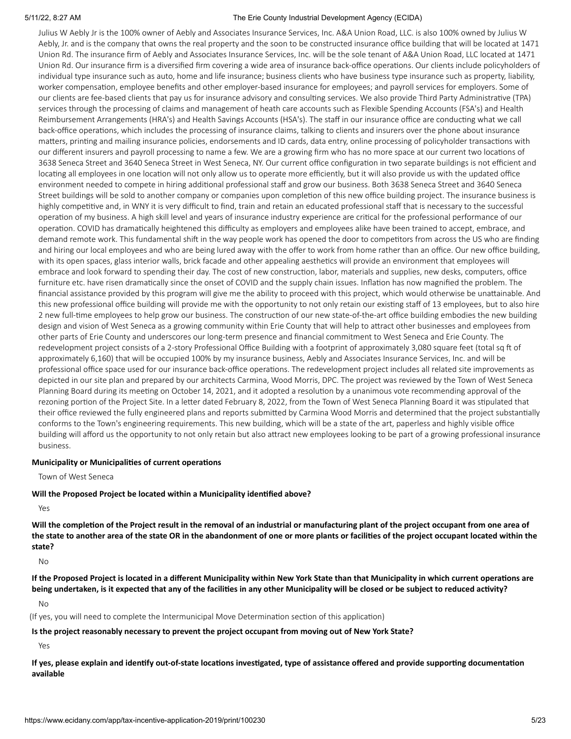Julius W Aebly Jr is the 100% owner of Aebly and Associates Insurance Services, Inc. A&A Union Road, LLC. is also 100% owned by Julius W Aebly, Jr. and is the company that owns the real property and the soon to be constructed insurance office building that will be located at 1471 Union Rd. The insurance firm of Aebly and Associates Insurance Services, Inc. will be the sole tenant of A&A Union Road, LLC located at 1471 Union Rd. Our insurance firm is a diversified firm covering a wide area of insurance back-office operations. Our clients include policyholders of individual type insurance such as auto, home and life insurance; business clients who have business type insurance such as property, liability, worker compensation, employee benefits and other employer-based insurance for employees; and payroll services for employers. Some of our clients are fee-based clients that pay us for insurance advisory and consulting services. We also provide Third Party Administrative (TPA) services through the processing of claims and management of heath care accounts such as Flexible Spending Accounts (FSA's) and Health Reimbursement Arrangements (HRA's) and Health Savings Accounts (HSA's). The staff in our insurance office are conducting what we call back-office operations, which includes the processing of insurance claims, talking to clients and insurers over the phone about insurance matters, printing and mailing insurance policies, endorsements and ID cards, data entry, online processing of policyholder transactions with our different insurers and payroll processing to name a few. We are a growing firm who has no more space at our current two locations of 3638 Seneca Street and 3640 Seneca Street in West Seneca, NY. Our current office configuration in two separate buildings is not efficient and locating all employees in one location will not only allow us to operate more efficiently, but it will also provide us with the updated office environment needed to compete in hiring additional professional staff and grow our business. Both 3638 Seneca Street and 3640 Seneca Street buildings will be sold to another company or companies upon completion of this new office building project. The insurance business is highly competitive and, in WNY it is very difficult to find, train and retain an educated professional staff that is necessary to the successful operation of my business. A high skill level and years of insurance industry experience are critical for the professional performance of our operation. COVID has dramatically heightened this difficulty as employers and employees alike have been trained to accept, embrace, and demand remote work. This fundamental shift in the way people work has opened the door to competitors from across the US who are finding and hiring our local employees and who are being lured away with the offer to work from home rather than an office. Our new office building, with its open spaces, glass interior walls, brick facade and other appealing aesthetics will provide an environment that employees will embrace and look forward to spending their day. The cost of new construction, labor, materials and supplies, new desks, computers, office furniture etc. have risen dramatically since the onset of COVID and the supply chain issues. Inflation has now magnified the problem. The financial assistance provided by this program will give me the ability to proceed with this project, which would otherwise be unattainable. And this new professional office building will provide me with the opportunity to not only retain our existing staff of 13 employees, but to also hire 2 new full-time employees to help grow our business. The construction of our new state-of-the-art office building embodies the new building design and vision of West Seneca as a growing community within Erie County that will help to attract other businesses and employees from other parts of Erie County and underscores our long-term presence and financial commitment to West Seneca and Erie County. The redevelopment project consists of a 2-story Professional Office Building with a footprint of approximately 3,080 square feet (total sq ft of approximately 6,160) that will be occupied 100% by my insurance business, Aebly and Associates Insurance Services, Inc. and will be professional office space used for our insurance back-office operations. The redevelopment project includes all related site improvements as depicted in our site plan and prepared by our architects Carmina, Wood Morris, DPC. The project was reviewed by the Town of West Seneca Planning Board during its meeting on October 14, 2021, and it adopted a resolution by a unanimous vote recommending approval of the rezoning portion of the Project Site. In a letter dated February 8, 2022, from the Town of West Seneca Planning Board it was stipulated that their office reviewed the fully engineered plans and reports submitted by Carmina Wood Morris and determined that the project substantially conforms to the Town's engineering requirements. This new building, which will be a state of the art, paperless and highly visible office building will afford us the opportunity to not only retain but also attract new employees looking to be part of a growing professional insurance business.

**Municipality or Municipalities of current operations**

Town of West Seneca

**Will the Proposed Project be located within a Municipality identified above?**

Yes

**Will the completion of the Project result in the removal of an industrial or manufacturing plant of the project occupant from one area of the state to another area of the state OR in the abandonment of one or more plants or facilities of the project occupant located within the state?**

No

**If the Proposed Project is located in a different Municipality within New York State than that Municipality in which current operations are being undertaken, is it expected that any of the facilities in any other Municipality will be closed or be subject to reduced activity?**

No

(If yes, you will need to complete the Intermunicipal Move Determination section of this application)

**Is the project reasonably necessary to prevent the project occupant from moving out of New York State?**

Yes

**If yes, please explain and identify out-of-state locations investigated, type of assistance offered and provide supporting documentation available**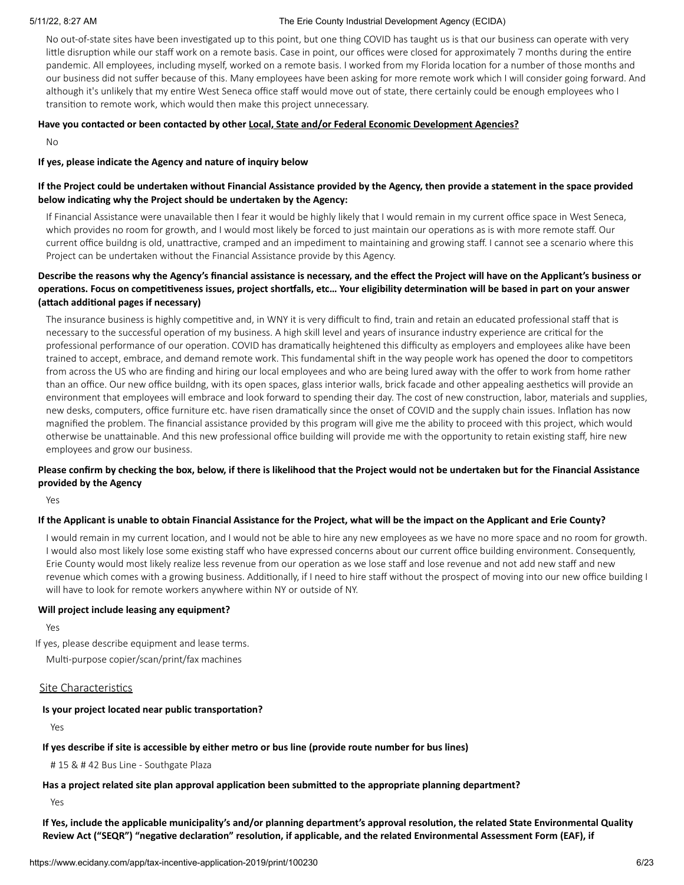No out-of-state sites have been investigated up to this point, but one thing COVID has taught us is that our business can operate with very little disruption while our staff work on a remote basis. Case in point, our offices were closed for approximately 7 months during the entire pandemic. All employees, including myself, worked on a remote basis. I worked from my Florida location for a number of those months and our business did not suffer because of this. Many employees have been asking for more remote work which I will consider going forward. And although it's unlikely that my entire West Seneca office staff would move out of state, there certainly could be enough employees who I transition to remote work, which would then make this project unnecessary.

**Have you contacted or been contacted by other Local, State and/or Federal Economic Development Agencies?**

No

**If yes, please indicate the Agency and nature of inquiry below**

**If the Project could be undertaken without Financial Assistance provided by the Agency, then provide a statement in the space provided below indicating why the Project should be undertaken by the Agency:**

If Financial Assistance were unavailable then I fear it would be highly likely that I would remain in my current office space in West Seneca, which provides no room for growth, and I would most likely be forced to just maintain our operations as is with more remote staff. Our current office buildng is old, unattractive, cramped and an impediment to maintaining and growing staff. I cannot see a scenario where this Project can be undertaken without the Financial Assistance provide by this Agency.

**Describe the reasons why the Agency's financial assistance is necessary, and the effect the Project will have on the Applicant's business or operations. Focus on competitiveness issues, project shortfalls, etc… Your eligibility determination will be based in part on your answer (attach additional pages if necessary)**

The insurance business is highly competitive and, in WNY it is very difficult to find, train and retain an educated professional staff that is necessary to the successful operation of my business. A high skill level and years of insurance industry experience are critical for the professional performance of our operation. COVID has dramatically heightened this difficulty as employers and employees alike have been trained to accept, embrace, and demand remote work. This fundamental shift in the way people work has opened the door to competitors from across the US who are finding and hiring our local employees and who are being lured away with the offer to work from home rather than an office. Our new office buildng, with its open spaces, glass interior walls, brick facade and other appealing aesthetics will provide an environment that employees will embrace and look forward to spending their day. The cost of new construction, labor, materials and supplies, new desks, computers, office furniture etc. have risen dramatically since the onset of COVID and the supply chain issues. Inflation has now magnified the problem. The financial assistance provided by this program will give me the ability to proceed with this project, which would otherwise be unattainable. And this new professional office building will provide me with the opportunity to retain existing staff, hire new employees and grow our business.

**Please confirm by checking the box, below, if there is likelihood that the Project would not be undertaken but for the Financial Assistance provided by the Agency**

Yes

**If the Applicant is unable to obtain Financial Assistance for the Project, what will be the impact on the Applicant and Erie County?**

I would remain in my current location, and I would not be able to hire any new employees as we have no more space and no room for growth. I would also most likely lose some existing staff who have expressed concerns about our current office building environment. Consequently, Erie County would most likely realize less revenue from our operation as we lose staff and lose revenue and not add new staff and new revenue which comes with a growing business. Additionally, if I need to hire staff without the prospect of moving into our new office building I will have to look for remote workers anywhere within NY or outside of NY.

**Will project include leasing any equipment?**

Yes

If yes, please describe equipment and lease terms.

Multi-purpose copier/scan/print/fax machines

## Site Characteristics

**Is your project located near public transportation?**

Yes

**If yes describe if site is accessible by either metro or bus line (provide route number for bus lines)**

# 15 & # 42 Bus Line - Southgate Plaza

**Has a project related site plan approval application been submitted to the appropriate planning department?**

Yes

**If Yes, include the applicable municipality's and/or planning department's approval resolution, the related State Environmental Quality Review Act ("SEQR") "negative declaration" resolution, if applicable, and the related Environmental Assessment Form (EAF), if**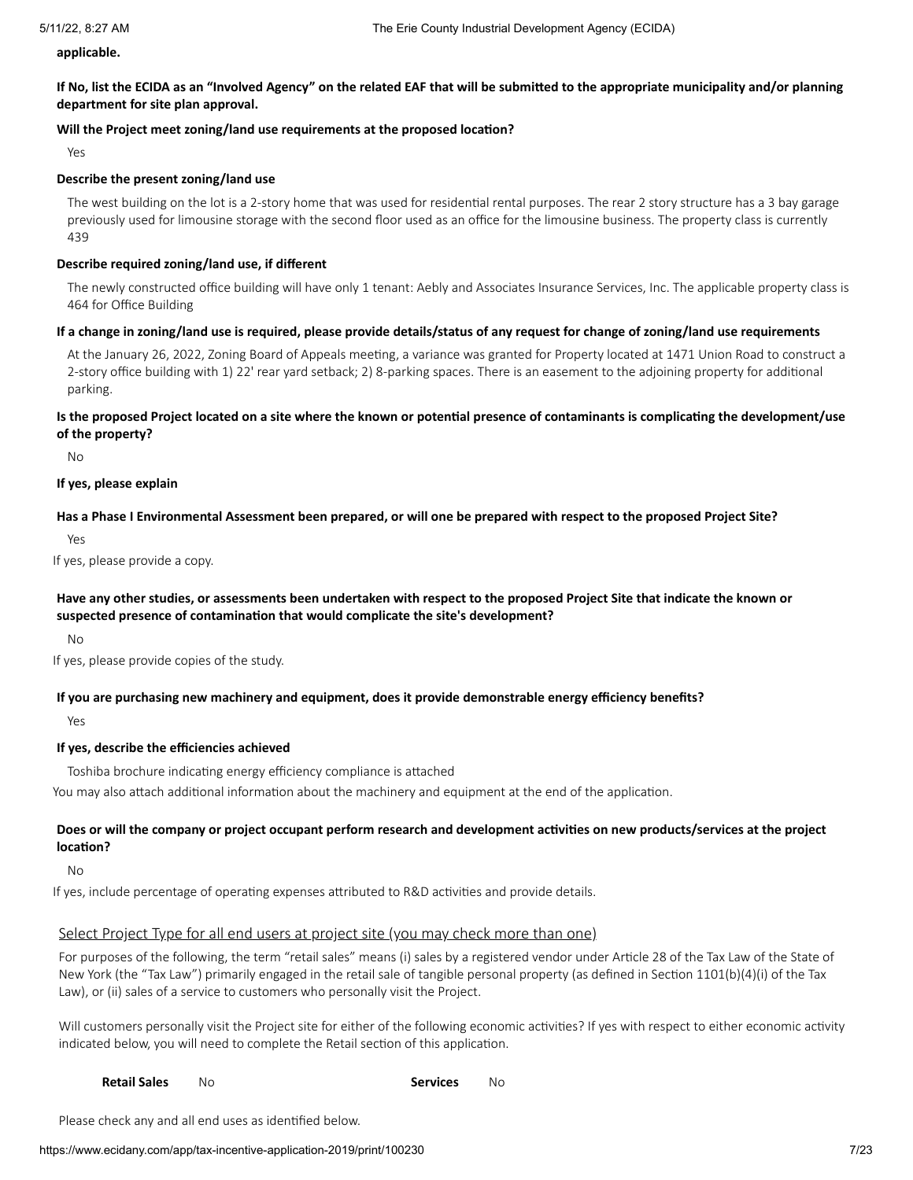**applicable.**

**If No, list the ECIDA as an "Involved Agency" on the related EAF that will be submitted to the appropriate municipality and/or planning department for site plan approval.**

**Will the Project meet zoning/land use requirements at the proposed location?**

Yes

**Describe the present zoning/land use**

The west building on the lot is a 2-story home that was used for residential rental purposes. The rear 2 story structure has a 3 bay garage previously used for limousine storage with the second floor used as an office for the limousine business. The property class is currently 439

**Describe required zoning/land use, if different**

The newly constructed office building will have only 1 tenant: Aebly and Associates Insurance Services, Inc. The applicable property class is 464 for Office Building

**If a change in zoning/land use is required, please provide details/status of any request for change of zoning/land use requirements**

At the January 26, 2022, Zoning Board of Appeals meeting, a variance was granted for Property located at 1471 Union Road to construct a 2-story office building with 1) 22' rear yard setback; 2) 8-parking spaces. There is an easement to the adjoining property for additional parking.

**Is the proposed Project located on a site where the known or potential presence of contaminants is complicating the development/use of the property?**

No

**If yes, please explain**

**Has a Phase I Environmental Assessment been prepared, or will one be prepared with respect to the proposed Project Site?**

Yes

If yes, please provide a copy.

**Have any other studies, or assessments been undertaken with respect to the proposed Project Site that indicate the known or suspected presence of contamination that would complicate the site's development?**

No

If yes, please provide copies of the study.

**If you are purchasing new machinery and equipment, does it provide demonstrable energy efficiency benefits?**

Yes

**If yes, describe the efficiencies achieved**

Toshiba brochure indicating energy efficiency compliance is attached

You may also attach additional information about the machinery and equipment at the end of the application.

**Does or will the company or project occupant perform research and development activities on new products/services at the project location?**

No

If yes, include percentage of operating expenses attributed to R&D activities and provide details.

## Select Project Type for all end users at project site (you may check more than one)

For purposes of the following, the term "retail sales" means (i) sales by a registered vendor under Article 28 of the Tax Law of the State of New York (the "Tax Law") primarily engaged in the retail sale of tangible personal property (as defined in Section 1101(b)(4)(i) of the Tax Law), or (ii) sales of a service to customers who personally visit the Project.

Will customers personally visit the Project site for either of the following economic activities? If yes with respect to either economic activity indicated below, you will need to complete the Retail section of this application.

**Retail Sales** No **Services** No

Please check any and all end uses as identified below.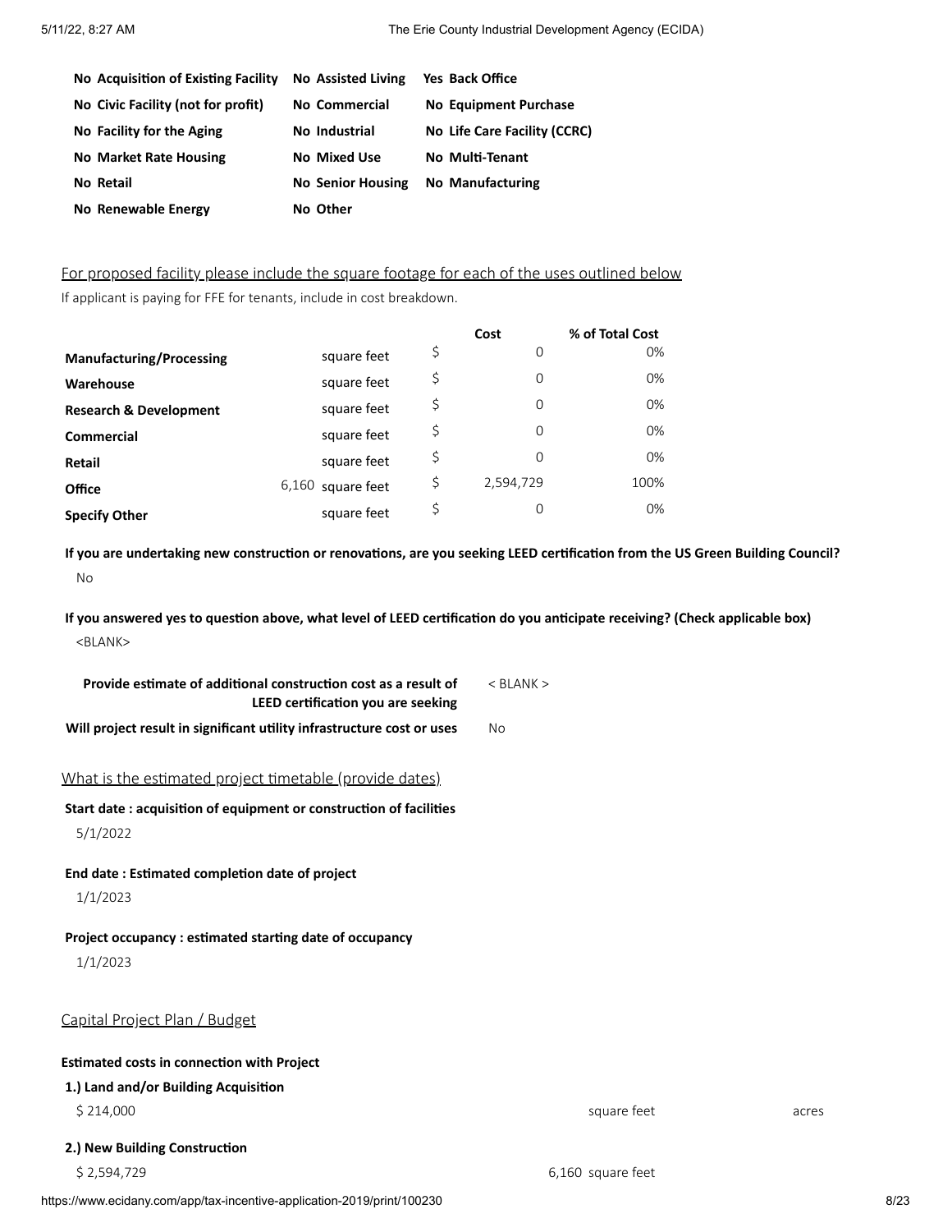| | | |
|---|---|---|
| **No Acquisition of Existing Facility** | **No Assisted Living** | **Yes Back Office** |
| **No Civic Facility (not for profit)** | **No Commercial** | **No Equipment Purchase** |
| **No Facility for the Aging** | **No Industrial** | **No Life Care Facility (CCRC)** |
| **No Market Rate Housing** | **No Mixed Use** | **No Multi-Tenant** |
| **No Retail** | **No Senior Housing** | **No Manufacturing** |
| **No Renewable Energy** | **No Other** | |

## For proposed facility please include the square footage for each of the uses outlined below

If applicant is paying for FFE for tenants, include in cost breakdown.

| | | Cost | % of Total Cost |
|---|---|---|---|
| **Manufacturing/Processing** | square feet | $ 0 | 0% |
| **Warehouse** | square feet | $ 0 | 0% |
| **Research & Development** | square feet | $ 0 | 0% |
| **Commercial** | square feet | $ 0 | 0% |
| **Retail** | square feet | $ 0 | 0% |
| **Office** | 6,160 square feet | $ 2,594,729 | 100% |
| **Specify Other** | square feet | $ 0 | 0% |

**If you are undertaking new construction or renovations, are you seeking LEED certification from the US Green Building Council?**

No

**If you answered yes to question above, what level of LEED certification do you anticipate receiving? (Check applicable box)**

<BLANK>

| | |
|---|---|
| **Provide estimate of additional construction cost as a result of LEED certification you are seeking** | < BLANK > |
| **Will project result in significant utility infrastructure cost or uses** | No |

## What is the estimated project timetable (provide dates)

**Start date : acquisition of equipment or construction of facilities**

5/1/2022

**End date : Estimated completion date of project**

1/1/2023

**Project occupancy : estimated starting date of occupancy**

1/1/2023

## Capital Project Plan / Budget

**Estimated costs in connection with Project**

**1.) Land and/or Building Acquisition**

$ 214,000 square feet acres

**2.) New Building Construction**

$ 2,594,729 6,160 square feet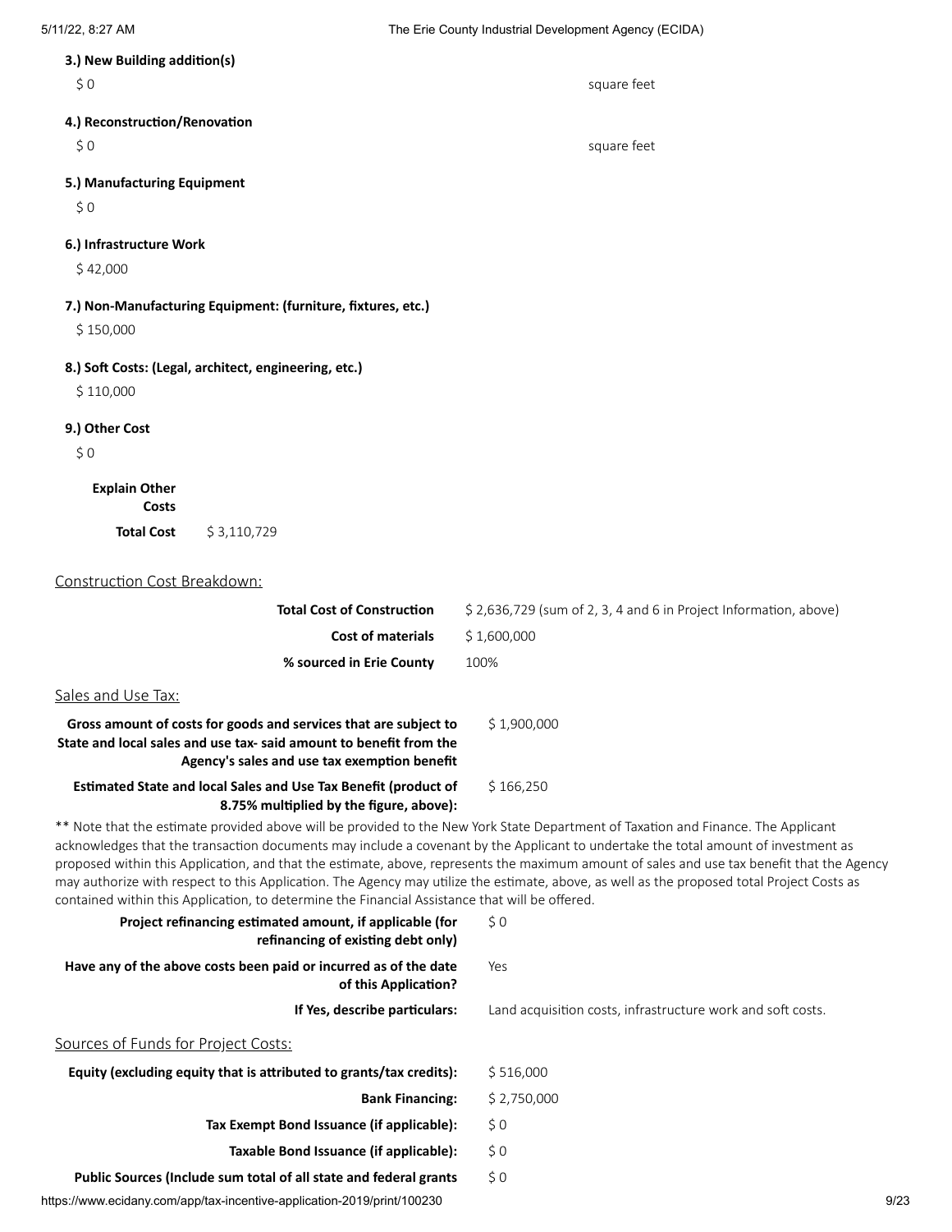**3.) New Building addition(s)**

$ 0 square feet

**4.) Reconstruction/Renovation**

$ 0 square feet

**5.) Manufacturing Equipment**

$ 0

**6.) Infrastructure Work**

$ 42,000

**7.) Non-Manufacturing Equipment: (furniture, fixtures, etc.)**

$ 150,000

**8.) Soft Costs: (Legal, architect, engineering, etc.)**

$ 110,000

**9.) Other Cost**

$ 0

**Explain Other Costs**

**Total Cost** $ 3,110,729

Construction Cost Breakdown:

| | |
|---|---|
| **Total Cost of Construction** | $ 2,636,729 (sum of 2, 3, 4 and 6 in Project Information, above) |
| **Cost of materials** | $ 1,600,000 |
| **% sourced in Erie County** | 100% |

Sales and Use Tax:

| | |
|---|---|
| **Gross amount of costs for goods and services that are subject to State and local sales and use tax- said amount to benefit from the Agency's sales and use tax exemption benefit** | $ 1,900,000 |
| **Estimated State and local Sales and Use Tax Benefit (product of 8.75% multiplied by the figure, above):** | $ 166,250 |

** Note that the estimate provided above will be provided to the New York State Department of Taxation and Finance. The Applicant acknowledges that the transaction documents may include a covenant by the Applicant to undertake the total amount of investment as proposed within this Application, and that the estimate, above, represents the maximum amount of sales and use tax benefit that the Agency may authorize with respect to this Application. The Agency may utilize the estimate, above, as well as the proposed total Project Costs as contained within this Application, to determine the Financial Assistance that will be offered.

| | |
|---|---|
| **Project refinancing estimated amount, if applicable (for refinancing of existing debt only)** | $ 0 |
| **Have any of the above costs been paid or incurred as of the date of this Application?** | Yes |
| **If Yes, describe particulars:** | Land acquisition costs, infrastructure work and soft costs. |

Sources of Funds for Project Costs:

| | |
|---|---|
| **Equity (excluding equity that is attributed to grants/tax credits):** | $ 516,000 |
| **Bank Financing:** | $ 2,750,000 |
| **Tax Exempt Bond Issuance (if applicable):** | $ 0 |
| **Taxable Bond Issuance (if applicable):** | $ 0 |
| **Public Sources (Include sum total of all state and federal grants** | $ 0 |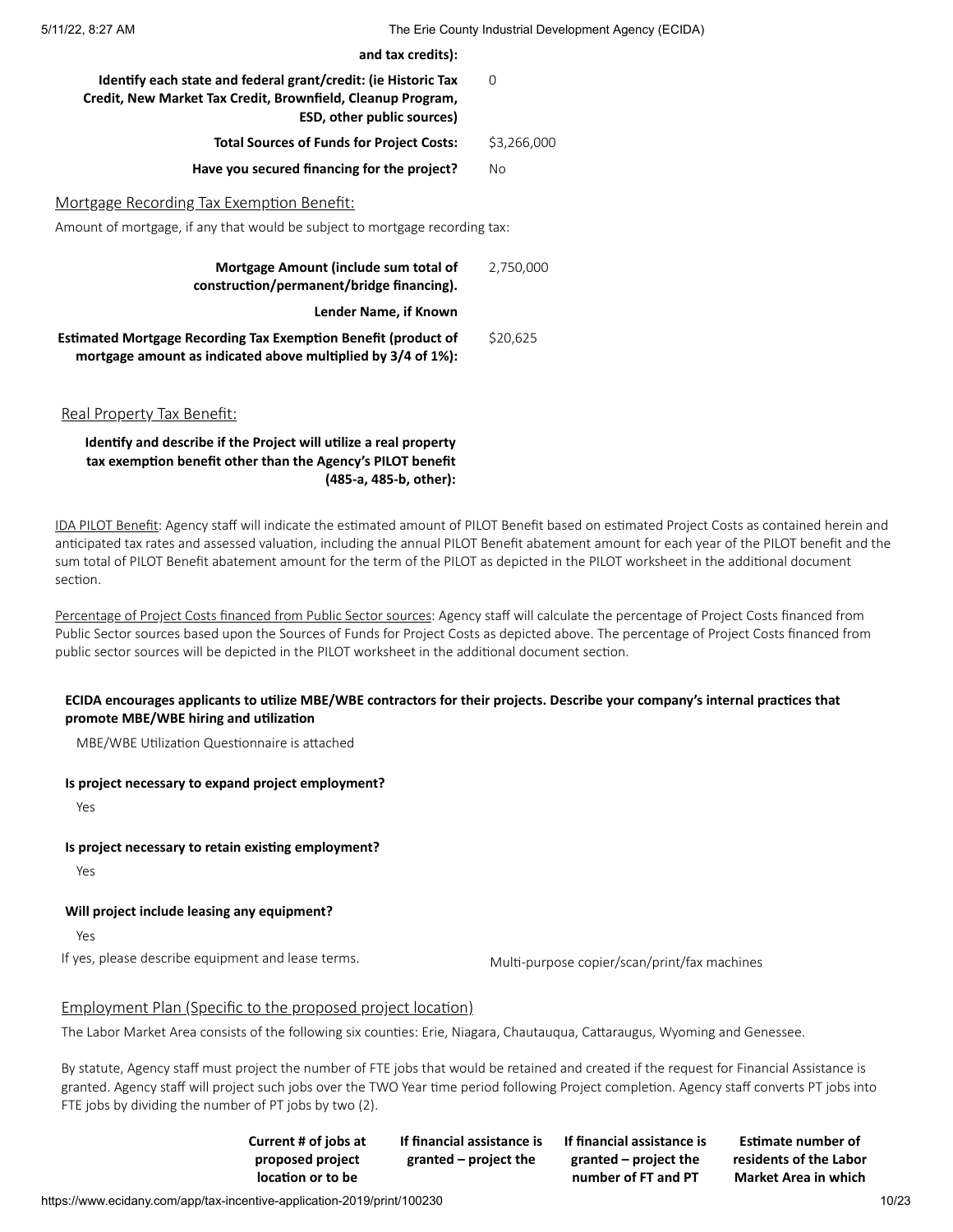**and tax credits):**

| | |
|---|---|
| **Identify each state and federal grant/credit: (ie Historic Tax Credit, New Market Tax Credit, Brownfield, Cleanup Program, ESD, other public sources)** | 0 |
| **Total Sources of Funds for Project Costs:** | $3,266,000 |
| **Have you secured financing for the project?** | No |

## Mortgage Recording Tax Exemption Benefit:

Amount of mortgage, if any that would be subject to mortgage recording tax:

| | |
|---|---|
| **Mortgage Amount (include sum total of construction/permanent/bridge financing).** | 2,750,000 |
| **Lender Name, if Known** | |
| **Estimated Mortgage Recording Tax Exemption Benefit (product of mortgage amount as indicated above multiplied by 3/4 of 1%):** | $20,625 |

## Real Property Tax Benefit:

**Identify and describe if the Project will utilize a real property tax exemption benefit other than the Agency's PILOT benefit (485-a, 485-b, other):**

IDA PILOT Benefit: Agency staff will indicate the estimated amount of PILOT Benefit based on estimated Project Costs as contained herein and anticipated tax rates and assessed valuation, including the annual PILOT Benefit abatement amount for each year of the PILOT benefit and the sum total of PILOT Benefit abatement amount for the term of the PILOT as depicted in the PILOT worksheet in the additional document section.

Percentage of Project Costs financed from Public Sector sources: Agency staff will calculate the percentage of Project Costs financed from Public Sector sources based upon the Sources of Funds for Project Costs as depicted above. The percentage of Project Costs financed from public sector sources will be depicted in the PILOT worksheet in the additional document section.

**ECIDA encourages applicants to utilize MBE/WBE contractors for their projects. Describe your company's internal practices that promote MBE/WBE hiring and utilization**

MBE/WBE Utilization Questionnaire is attached

**Is project necessary to expand project employment?**

Yes

**Is project necessary to retain existing employment?**

Yes

**Will project include leasing any equipment?**

Yes

If yes, please describe equipment and lease terms. Multi-purpose copier/scan/print/fax machines

## Employment Plan (Specific to the proposed project location)

The Labor Market Area consists of the following six counties: Erie, Niagara, Chautauqua, Cattaraugus, Wyoming and Genessee.

By statute, Agency staff must project the number of FTE jobs that would be retained and created if the request for Financial Assistance is granted. Agency staff will project such jobs over the TWO Year time period following Project completion. Agency staff converts PT jobs into FTE jobs by dividing the number of PT jobs by two (2).

| | Current # of jobs at proposed project location or to be | If financial assistance is granted – project the | If financial assistance is granted – project the number of FT and PT | Estimate number of residents of the Labor Market Area in which |
|---|---|---|---|---|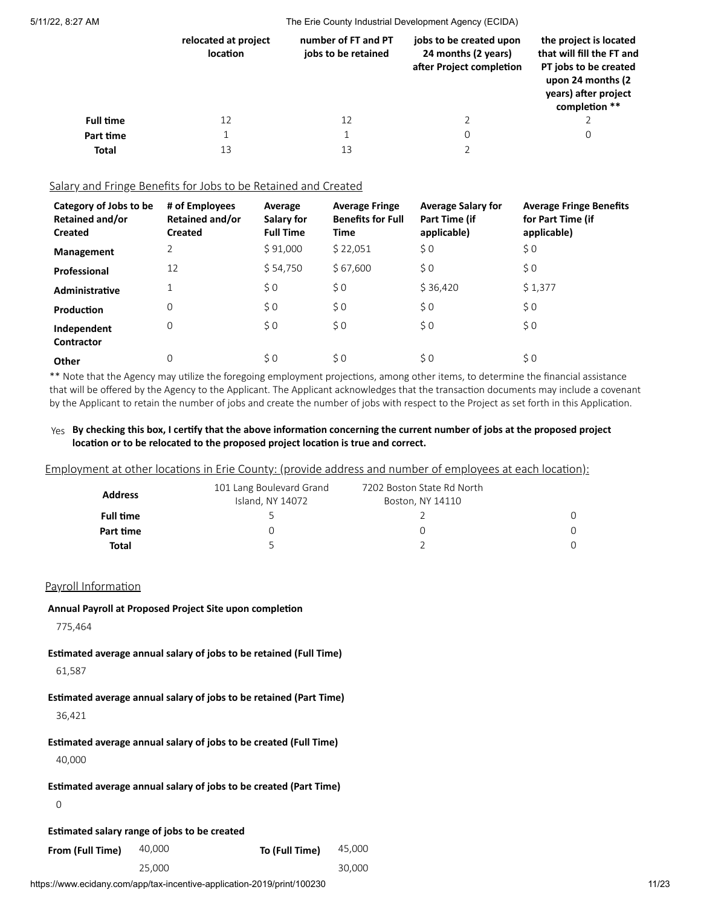| | relocated at project location | number of FT and PT jobs to be retained | jobs to be created upon 24 months (2 years) after Project completion | the project is located that will fill the FT and PT jobs to be created upon 24 months (2 years) after project completion ** |
|---|---|---|---|---|
| **Full time** | 12 | 12 | 2 | 2 |
| **Part time** | 1 | 1 | 0 | 0 |
| **Total** | 13 | 13 | 2 | |

## Salary and Fringe Benefits for Jobs to be Retained and Created

| Category of Jobs to be Retained and/or Created | # of Employees Retained and/or Created | Average Salary for Full Time | Average Fringe Benefits for Full Time | Average Salary for Part Time (if applicable) | Average Fringe Benefits for Part Time (if applicable) |
|---|---|---|---|---|---|
| **Management** | 2 | $ 91,000 | $ 22,051 | $ 0 | $ 0 |
| **Professional** | 12 | $ 54,750 | $ 67,600 | $ 0 | $ 0 |
| **Administrative** | 1 | $ 0 | $ 0 | $ 36,420 | $ 1,377 |
| **Production** | 0 | $ 0 | $ 0 | $ 0 | $ 0 |
| **Independent Contractor** | 0 | $ 0 | $ 0 | $ 0 | $ 0 |
| **Other** | 0 | $ 0 | $ 0 | $ 0 | $ 0 |

** Note that the Agency may utilize the foregoing employment projections, among other items, to determine the financial assistance that will be offered by the Agency to the Applicant. The Applicant acknowledges that the transaction documents may include a covenant by the Applicant to retain the number of jobs and create the number of jobs with respect to the Project as set forth in this Application.

Yes **By checking this box, I certify that the above information concerning the current number of jobs at the proposed project location or to be relocated to the proposed project location is true and correct.**

## Employment at other locations in Erie County: (provide address and number of employees at each location):

| Address | 101 Lang Boulevard Grand Island, NY 14072 | 7202 Boston State Rd North Boston, NY 14110 | |
|---|---|---|---|
| **Full time** | 5 | 2 | 0 |
| **Part time** | 0 | 0 | 0 |
| **Total** | 5 | 2 | 0 |

## Payroll Information

**Annual Payroll at Proposed Project Site upon completion**

775,464

**Estimated average annual salary of jobs to be retained (Full Time)**

61,587

**Estimated average annual salary of jobs to be retained (Part Time)**

36,421

**Estimated average annual salary of jobs to be created (Full Time)**

40,000

**Estimated average annual salary of jobs to be created (Part Time)**

0

**Estimated salary range of jobs to be created**

| **From (Full Time)** | 40,000 | **To (Full Time)** | 45,000 |
|---|---|---|---|
| | 25,000 | | 30,000 |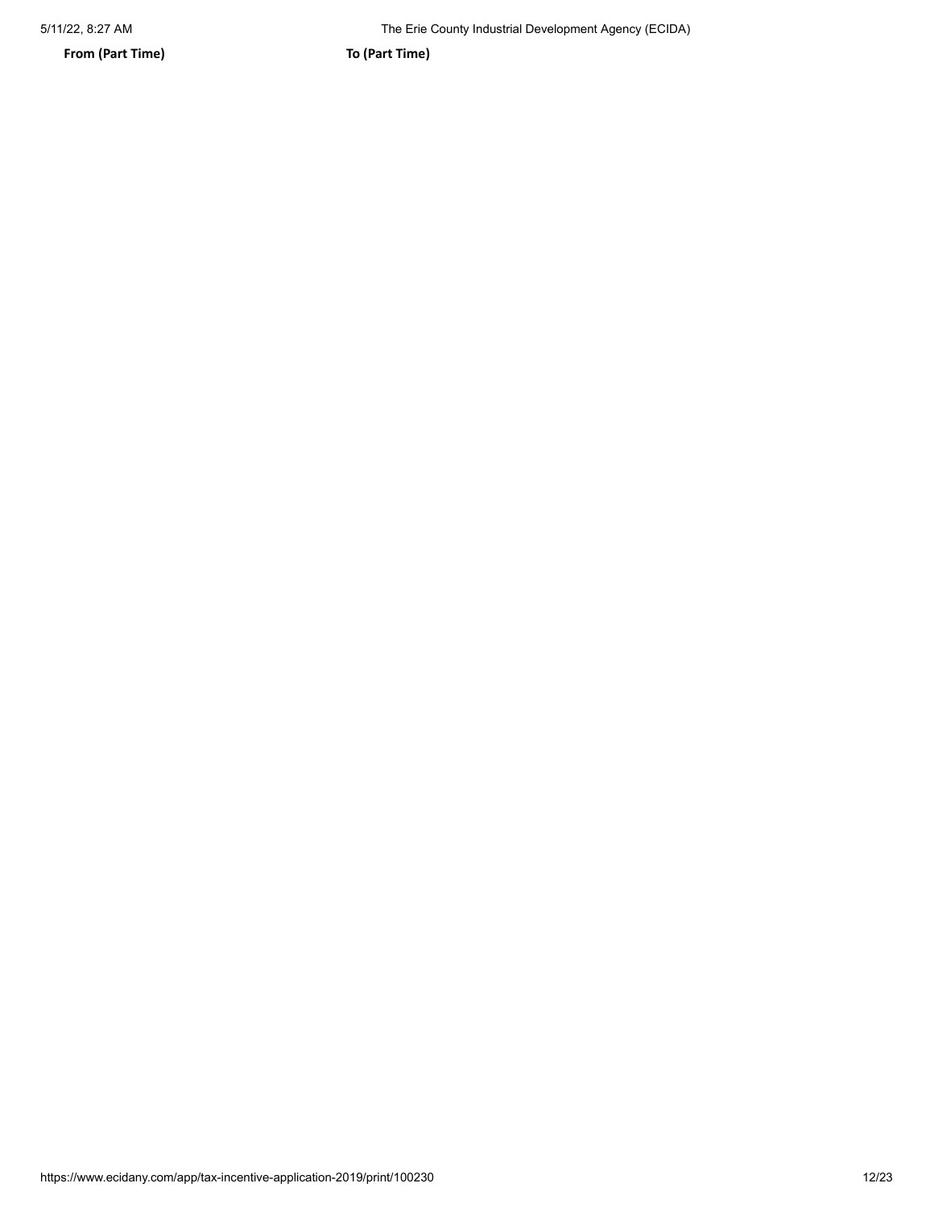| From (Part Time) | To (Part Time) |
| --- | --- |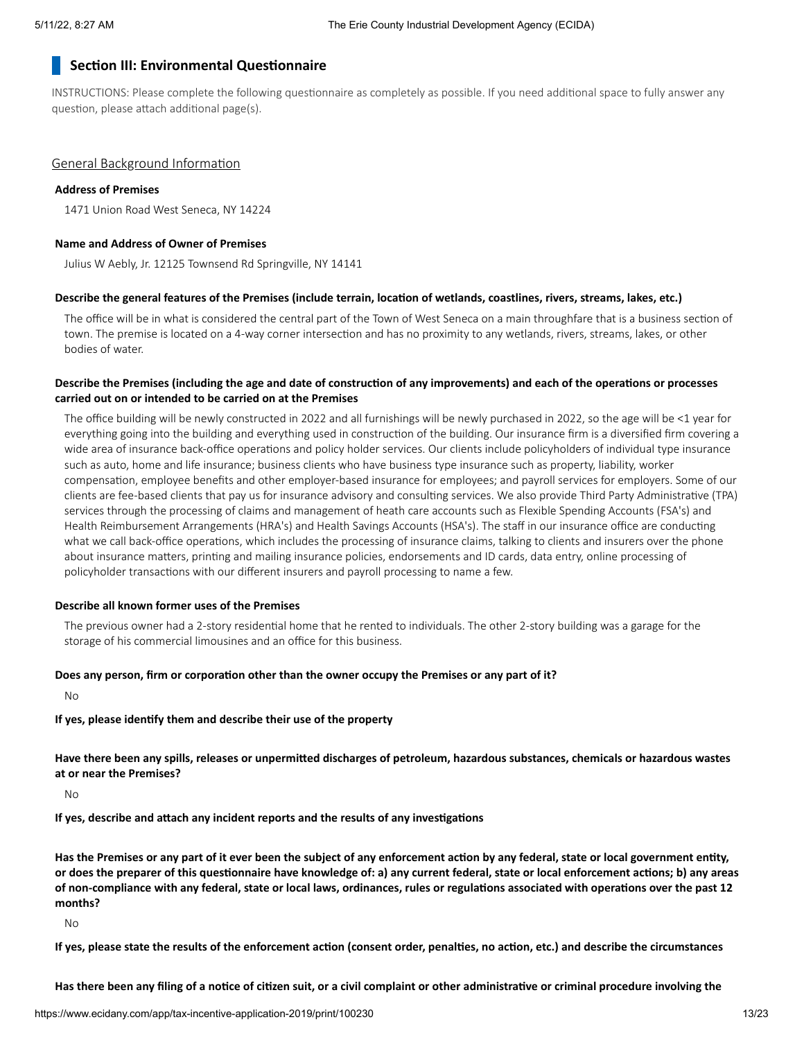## Section III: Environmental Questionnaire

INSTRUCTIONS: Please complete the following questionnaire as completely as possible. If you need additional space to fully answer any question, please attach additional page(s).

### General Background Information

**Address of Premises**

1471 Union Road West Seneca, NY 14224

**Name and Address of Owner of Premises**

Julius W Aebly, Jr. 12125 Townsend Rd Springville, NY 14141

**Describe the general features of the Premises (include terrain, location of wetlands, coastlines, rivers, streams, lakes, etc.)**

The office will be in what is considered the central part of the Town of West Seneca on a main throughfare that is a business section of town. The premise is located on a 4-way corner intersection and has no proximity to any wetlands, rivers, streams, lakes, or other bodies of water.

**Describe the Premises (including the age and date of construction of any improvements) and each of the operations or processes carried out on or intended to be carried on at the Premises**

The office building will be newly constructed in 2022 and all furnishings will be newly purchased in 2022, so the age will be <1 year for everything going into the building and everything used in construction of the building. Our insurance firm is a diversified firm covering a wide area of insurance back-office operations and policy holder services. Our clients include policyholders of individual type insurance such as auto, home and life insurance; business clients who have business type insurance such as property, liability, worker compensation, employee benefits and other employer-based insurance for employees; and payroll services for employers. Some of our clients are fee-based clients that pay us for insurance advisory and consulting services. We also provide Third Party Administrative (TPA) services through the processing of claims and management of heath care accounts such as Flexible Spending Accounts (FSA's) and Health Reimbursement Arrangements (HRA's) and Health Savings Accounts (HSA's). The staff in our insurance office are conducting what we call back-office operations, which includes the processing of insurance claims, talking to clients and insurers over the phone about insurance matters, printing and mailing insurance policies, endorsements and ID cards, data entry, online processing of policyholder transactions with our different insurers and payroll processing to name a few.

**Describe all known former uses of the Premises**

The previous owner had a 2-story residential home that he rented to individuals. The other 2-story building was a garage for the storage of his commercial limousines and an office for this business.

**Does any person, firm or corporation other than the owner occupy the Premises or any part of it?**

No

**If yes, please identify them and describe their use of the property**

**Have there been any spills, releases or unpermitted discharges of petroleum, hazardous substances, chemicals or hazardous wastes at or near the Premises?**

No

**If yes, describe and attach any incident reports and the results of any investigations**

**Has the Premises or any part of it ever been the subject of any enforcement action by any federal, state or local government entity, or does the preparer of this questionnaire have knowledge of: a) any current federal, state or local enforcement actions; b) any areas of non-compliance with any federal, state or local laws, ordinances, rules or regulations associated with operations over the past 12 months?**

No

**If yes, please state the results of the enforcement action (consent order, penalties, no action, etc.) and describe the circumstances**

**Has there been any filing of a notice of citizen suit, or a civil complaint or other administrative or criminal procedure involving the**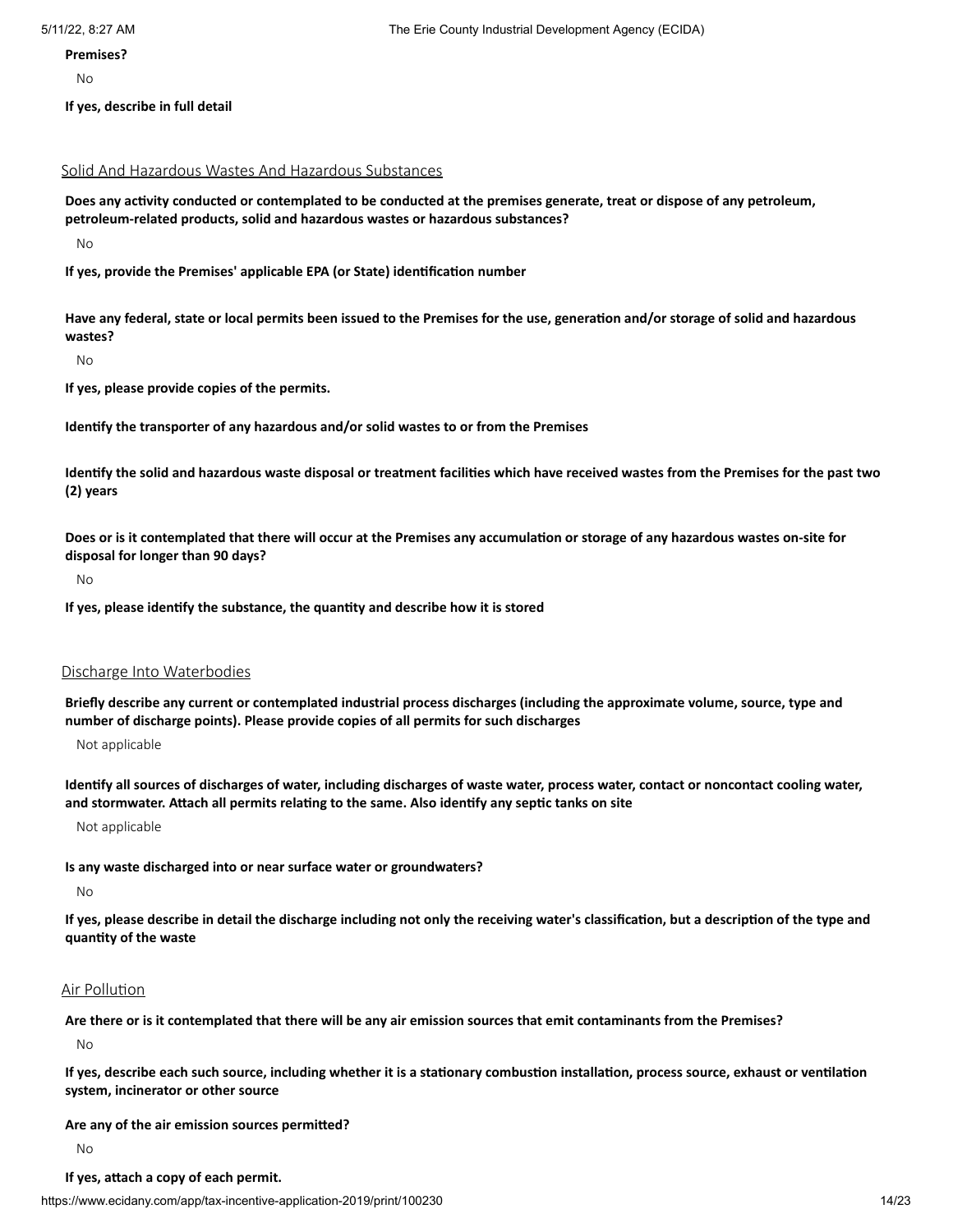**Premises?**

No

**If yes, describe in full detail**

## Solid And Hazardous Wastes And Hazardous Substances

**Does any activity conducted or contemplated to be conducted at the premises generate, treat or dispose of any petroleum, petroleum-related products, solid and hazardous wastes or hazardous substances?**

No

**If yes, provide the Premises' applicable EPA (or State) identification number**

**Have any federal, state or local permits been issued to the Premises for the use, generation and/or storage of solid and hazardous wastes?**

No

**If yes, please provide copies of the permits.**

**Identify the transporter of any hazardous and/or solid wastes to or from the Premises**

**Identify the solid and hazardous waste disposal or treatment facilities which have received wastes from the Premises for the past two (2) years**

**Does or is it contemplated that there will occur at the Premises any accumulation or storage of any hazardous wastes on-site for disposal for longer than 90 days?**

No

**If yes, please identify the substance, the quantity and describe how it is stored**

## Discharge Into Waterbodies

**Briefly describe any current or contemplated industrial process discharges (including the approximate volume, source, type and number of discharge points). Please provide copies of all permits for such discharges**

Not applicable

**Identify all sources of discharges of water, including discharges of waste water, process water, contact or noncontact cooling water, and stormwater. Attach all permits relating to the same. Also identify any septic tanks on site**

Not applicable

**Is any waste discharged into or near surface water or groundwaters?**

No

**If yes, please describe in detail the discharge including not only the receiving water's classification, but a description of the type and quantity of the waste**

## Air Pollution

**Are there or is it contemplated that there will be any air emission sources that emit contaminants from the Premises?**

No

**If yes, describe each such source, including whether it is a stationary combustion installation, process source, exhaust or ventilation system, incinerator or other source**

**Are any of the air emission sources permitted?**

No

**If yes, attach a copy of each permit.**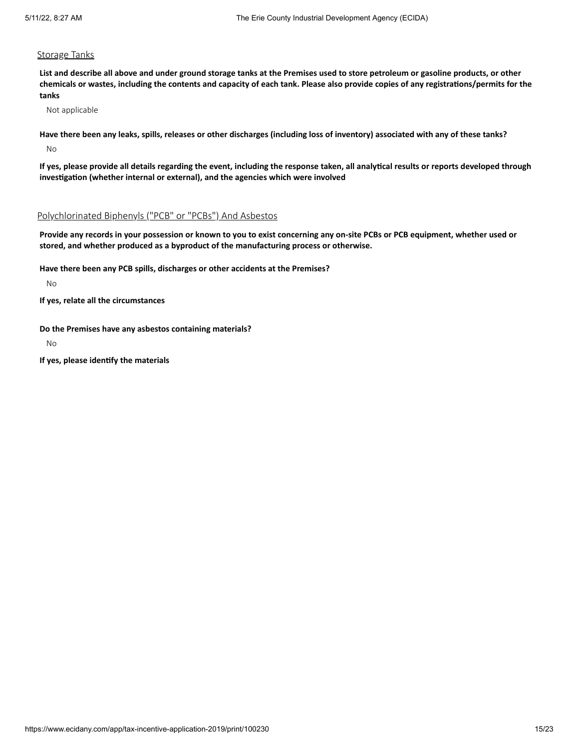## Storage Tanks

**List and describe all above and under ground storage tanks at the Premises used to store petroleum or gasoline products, or other chemicals or wastes, including the contents and capacity of each tank. Please also provide copies of any registrations/permits for the tanks**

Not applicable

**Have there been any leaks, spills, releases or other discharges (including loss of inventory) associated with any of these tanks?**

No

**If yes, please provide all details regarding the event, including the response taken, all analytical results or reports developed through investigation (whether internal or external), and the agencies which were involved**

## Polychlorinated Biphenyls ("PCB" or "PCBs") And Asbestos

**Provide any records in your possession or known to you to exist concerning any on-site PCBs or PCB equipment, whether used or stored, and whether produced as a byproduct of the manufacturing process or otherwise.**

**Have there been any PCB spills, discharges or other accidents at the Premises?**

No

**If yes, relate all the circumstances**

**Do the Premises have any asbestos containing materials?**

No

**If yes, please identify the materials**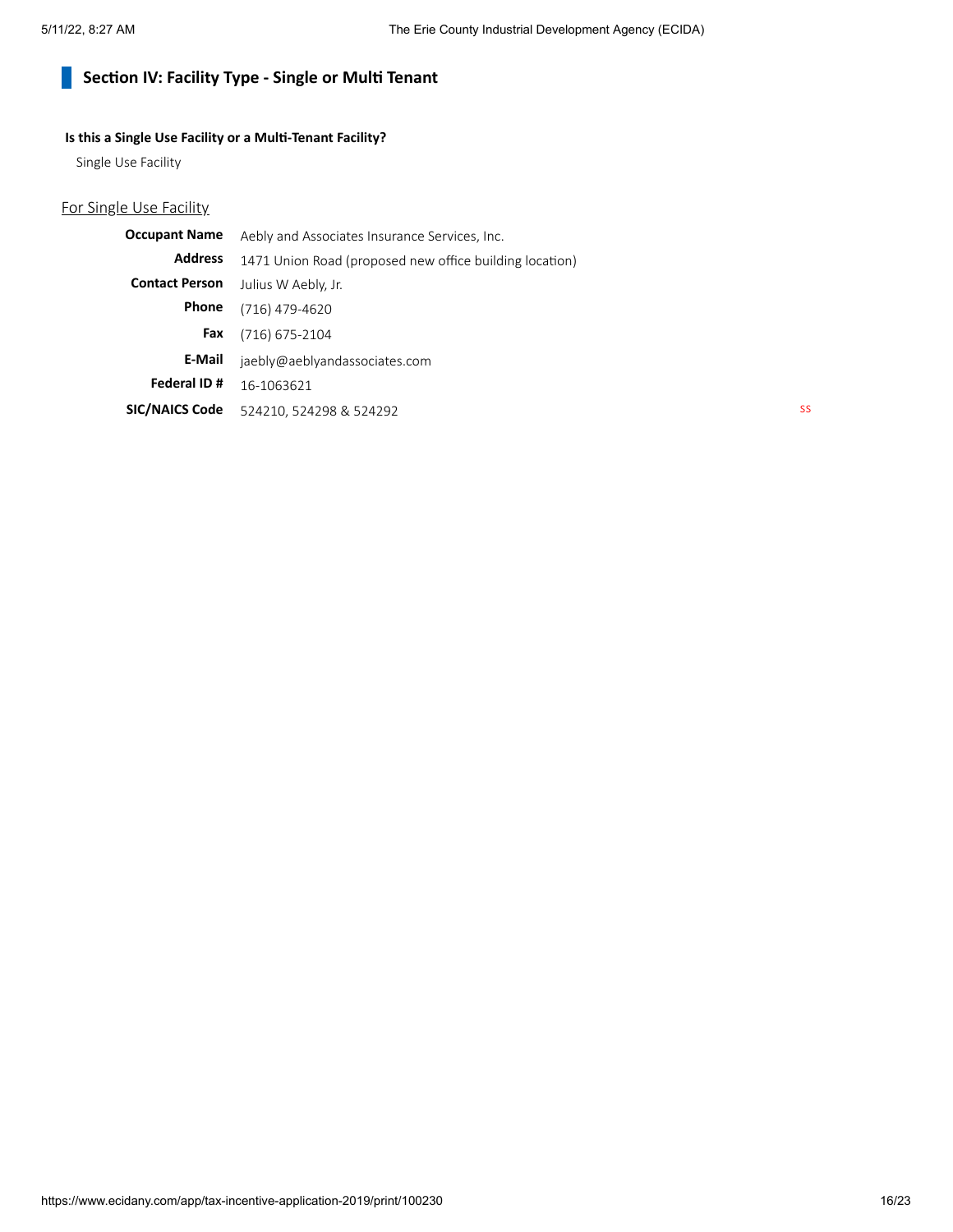## Section IV: Facility Type - Single or Multi Tenant

**Is this a Single Use Facility or a Multi-Tenant Facility?**

Single Use Facility

For Single Use Facility

| | |
|---|---|
| **Occupant Name** | Aebly and Associates Insurance Services, Inc. |
| **Address** | 1471 Union Road (proposed new office building location) |
| **Contact Person** | Julius W Aebly, Jr. |
| **Phone** | (716) 479-4620 |
| **Fax** | (716) 675-2104 |
| **E-Mail** | jaebly@aeblyandassociates.com |
| **Federal ID #** | 16-1063621 |
| **SIC/NAICS Code** | 524210, 524298 & 524292 |

SS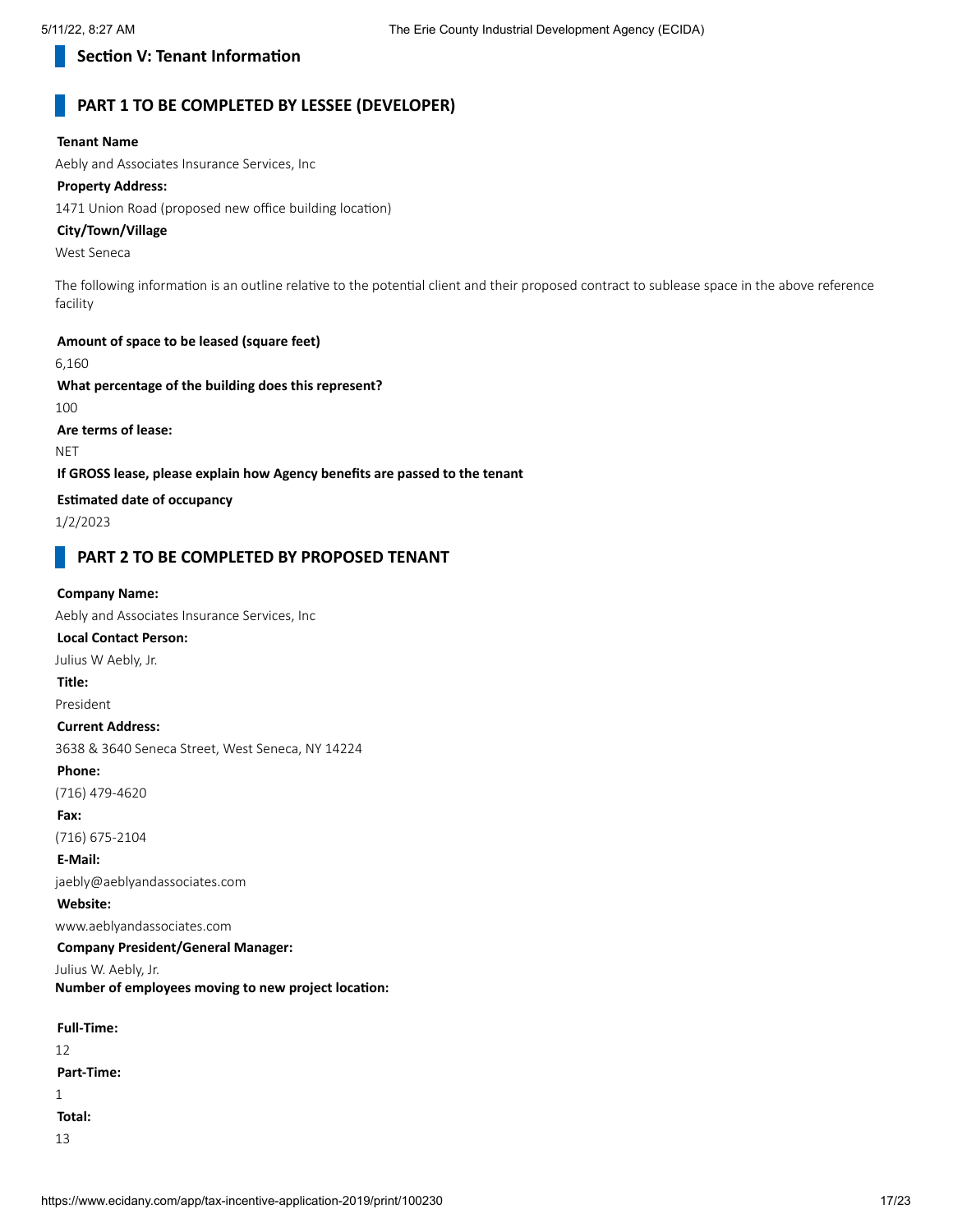## Section V: Tenant Information

## PART 1 TO BE COMPLETED BY LESSEE (DEVELOPER)

**Tenant Name**

Aebly and Associates Insurance Services, Inc

**Property Address:**

1471 Union Road (proposed new office building location)

**City/Town/Village**

West Seneca

The following information is an outline relative to the potential client and their proposed contract to sublease space in the above reference facility

**Amount of space to be leased (square feet)**

6,160

**What percentage of the building does this represent?**

100

**Are terms of lease:**

NET

**If GROSS lease, please explain how Agency benefits are passed to the tenant**

**Estimated date of occupancy**

1/2/2023

## PART 2 TO BE COMPLETED BY PROPOSED TENANT

**Company Name:**

Aebly and Associates Insurance Services, Inc

**Local Contact Person:**

Julius W Aebly, Jr.

**Title:**

President

**Current Address:**

3638 & 3640 Seneca Street, West Seneca, NY 14224

**Phone:**

(716) 479-4620

**Fax:**

(716) 675-2104

**E-Mail:**

jaebly@aeblyandassociates.com

**Website:**

www.aeblyandassociates.com

**Company President/General Manager:**

Julius W. Aebly, Jr.

**Number of employees moving to new project location:**

**Full-Time:**

12

**Part-Time:**

1

**Total:**

13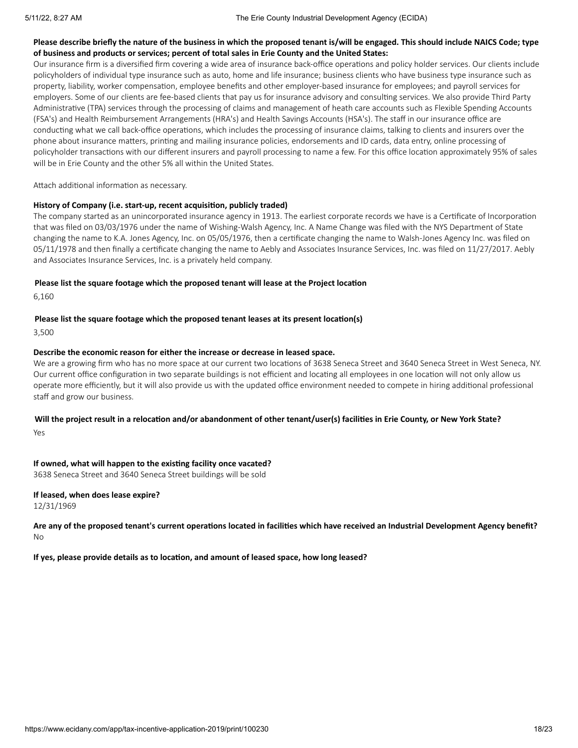**Please describe briefly the nature of the business in which the proposed tenant is/will be engaged. This should include NAICS Code; type of business and products or services; percent of total sales in Erie County and the United States:**

Our insurance firm is a diversified firm covering a wide area of insurance back-office operations and policy holder services. Our clients include policyholders of individual type insurance such as auto, home and life insurance; business clients who have business type insurance such as property, liability, worker compensation, employee benefits and other employer-based insurance for employees; and payroll services for employers. Some of our clients are fee-based clients that pay us for insurance advisory and consulting services. We also provide Third Party Administrative (TPA) services through the processing of claims and management of heath care accounts such as Flexible Spending Accounts (FSA's) and Health Reimbursement Arrangements (HRA's) and Health Savings Accounts (HSA's). The staff in our insurance office are conducting what we call back-office operations, which includes the processing of insurance claims, talking to clients and insurers over the phone about insurance matters, printing and mailing insurance policies, endorsements and ID cards, data entry, online processing of policyholder transactions with our different insurers and payroll processing to name a few. For this office location approximately 95% of sales will be in Erie County and the other 5% all within the United States.

Attach additional information as necessary.

**History of Company (i.e. start-up, recent acquisition, publicly traded)**

The company started as an unincorporated insurance agency in 1913. The earliest corporate records we have is a Certificate of Incorporation that was filed on 03/03/1976 under the name of Wishing-Walsh Agency, Inc. A Name Change was filed with the NYS Department of State changing the name to K.A. Jones Agency, Inc. on 05/05/1976, then a certificate changing the name to Walsh-Jones Agency Inc. was filed on 05/11/1978 and then finally a certificate changing the name to Aebly and Associates Insurance Services, Inc. was filed on 11/27/2017. Aebly and Associates Insurance Services, Inc. is a privately held company.

**Please list the square footage which the proposed tenant will lease at the Project location**

6,160

**Please list the square footage which the proposed tenant leases at its present location(s)**

3,500

**Describe the economic reason for either the increase or decrease in leased space.**

We are a growing firm who has no more space at our current two locations of 3638 Seneca Street and 3640 Seneca Street in West Seneca, NY. Our current office configuration in two separate buildings is not efficient and locating all employees in one location will not only allow us operate more efficiently, but it will also provide us with the updated office environment needed to compete in hiring additional professional staff and grow our business.

**Will the project result in a relocation and/or abandonment of other tenant/user(s) facilities in Erie County, or New York State?**

Yes

**If owned, what will happen to the existing facility once vacated?**

3638 Seneca Street and 3640 Seneca Street buildings will be sold

**If leased, when does lease expire?**

12/31/1969

**Are any of the proposed tenant's current operations located in facilities which have received an Industrial Development Agency benefit?**

No

**If yes, please provide details as to location, and amount of leased space, how long leased?**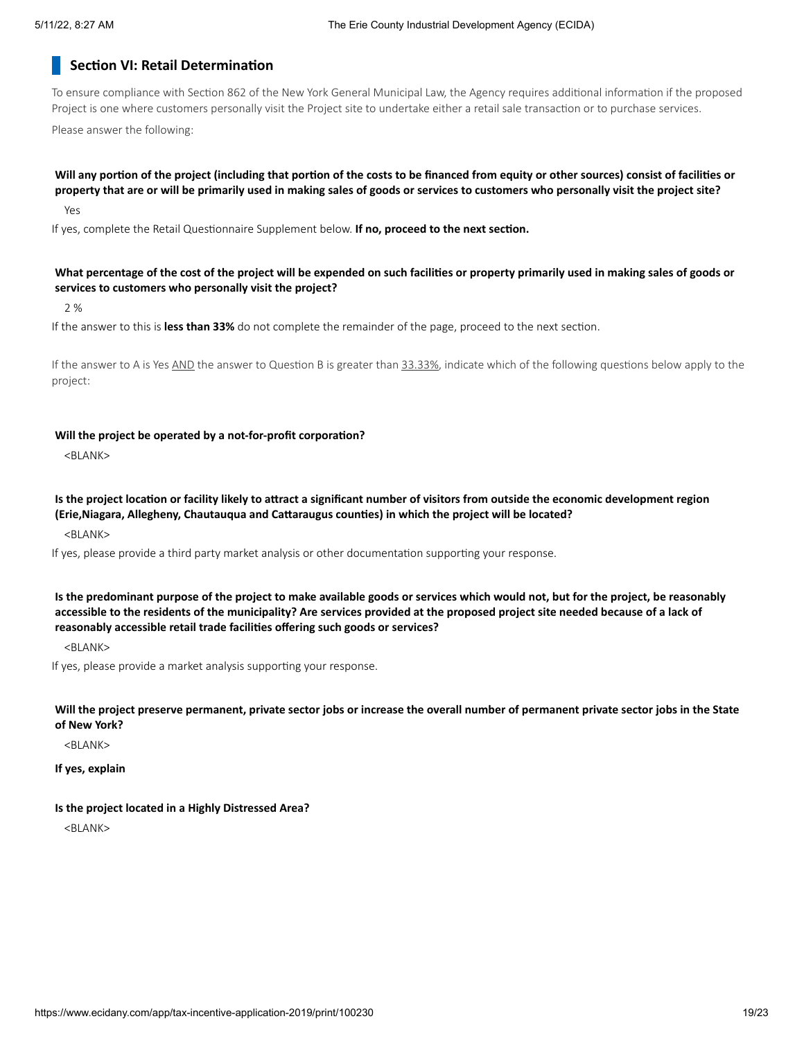## Section VI: Retail Determination

To ensure compliance with Section 862 of the New York General Municipal Law, the Agency requires additional information if the proposed Project is one where customers personally visit the Project site to undertake either a retail sale transaction or to purchase services.

Please answer the following:

**Will any portion of the project (including that portion of the costs to be financed from equity or other sources) consist of facilities or property that are or will be primarily used in making sales of goods or services to customers who personally visit the project site?**

Yes

If yes, complete the Retail Questionnaire Supplement below. **If no, proceed to the next section.**

**What percentage of the cost of the project will be expended on such facilities or property primarily used in making sales of goods or services to customers who personally visit the project?**

2 %

If the answer to this is **less than 33%** do not complete the remainder of the page, proceed to the next section.

If the answer to A is Yes AND the answer to Question B is greater than 33.33%, indicate which of the following questions below apply to the project:

**Will the project be operated by a not-for-profit corporation?**

<BLANK>

**Is the project location or facility likely to attract a significant number of visitors from outside the economic development region (Erie,Niagara, Allegheny, Chautauqua and Cattaraugus counties) in which the project will be located?**

<BLANK>

If yes, please provide a third party market analysis or other documentation supporting your response.

**Is the predominant purpose of the project to make available goods or services which would not, but for the project, be reasonably accessible to the residents of the municipality? Are services provided at the proposed project site needed because of a lack of reasonably accessible retail trade facilities offering such goods or services?**

<BLANK>

If yes, please provide a market analysis supporting your response.

**Will the project preserve permanent, private sector jobs or increase the overall number of permanent private sector jobs in the State of New York?**

<BLANK>

**If yes, explain**

**Is the project located in a Highly Distressed Area?**

<BLANK>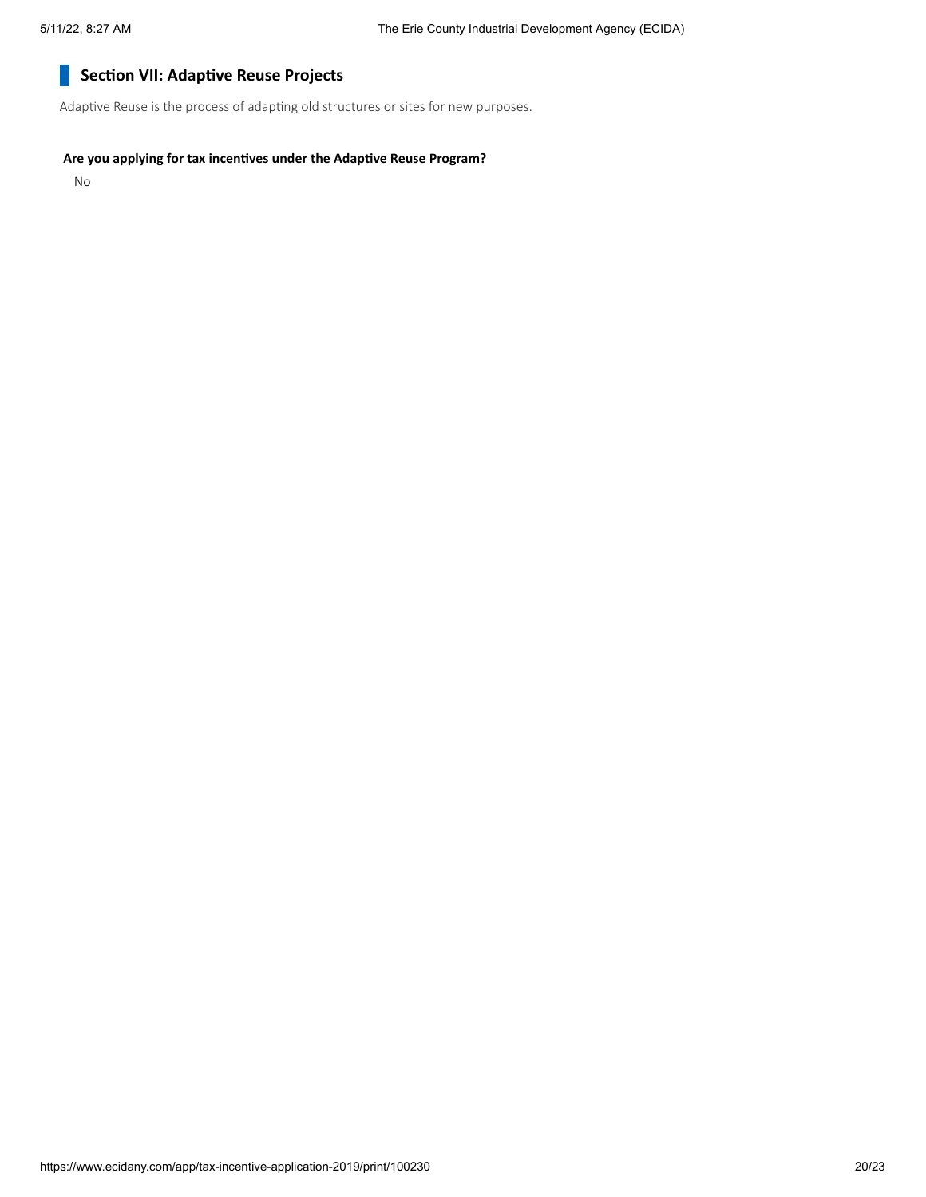## Section VII: Adaptive Reuse Projects

Adaptive Reuse is the process of adapting old structures or sites for new purposes.

**Are you applying for tax incentives under the Adaptive Reuse Program?**

No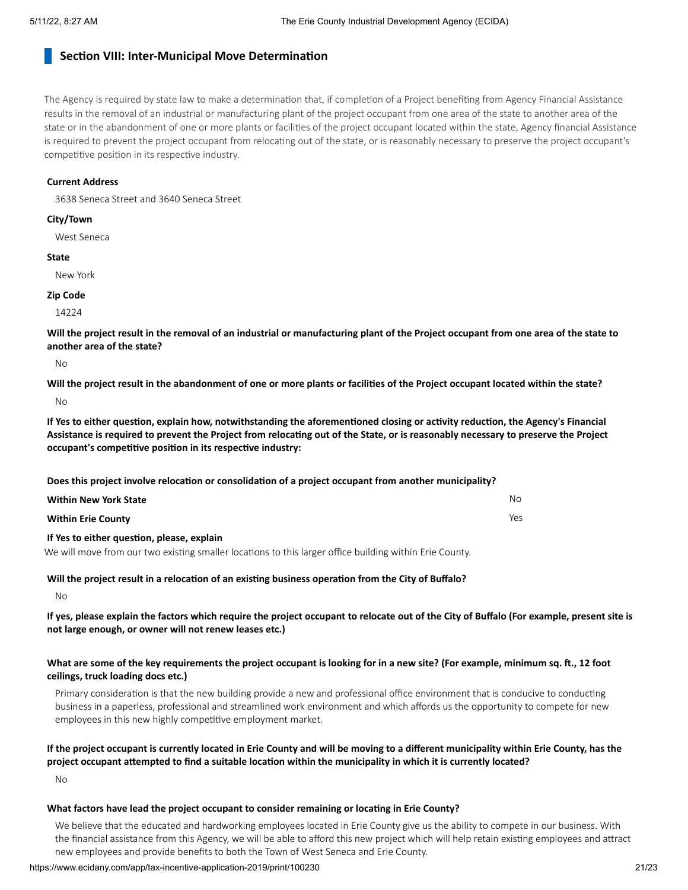## Section VIII: Inter-Municipal Move Determination

The Agency is required by state law to make a determination that, if completion of a Project benefiting from Agency Financial Assistance results in the removal of an industrial or manufacturing plant of the project occupant from one area of the state to another area of the state or in the abandonment of one or more plants or facilities of the project occupant located within the state, Agency financial Assistance is required to prevent the project occupant from relocating out of the state, or is reasonably necessary to preserve the project occupant's competitive position in its respective industry.

**Current Address**

3638 Seneca Street and 3640 Seneca Street

**City/Town**

West Seneca

**State**

New York

**Zip Code**

14224

**Will the project result in the removal of an industrial or manufacturing plant of the Project occupant from one area of the state to another area of the state?**

No

**Will the project result in the abandonment of one or more plants or facilities of the Project occupant located within the state?**

No

**If Yes to either question, explain how, notwithstanding the aforementioned closing or activity reduction, the Agency's Financial Assistance is required to prevent the Project from relocating out of the State, or is reasonably necessary to preserve the Project occupant's competitive position in its respective industry:**

**Does this project involve relocation or consolidation of a project occupant from another municipality?**

| | |
|---|---|
| **Within New York State** | No |
| **Within Erie County** | Yes |

**If Yes to either question, please, explain**

We will move from our two existing smaller locations to this larger office building within Erie County.

**Will the project result in a relocation of an existing business operation from the City of Buffalo?**

No

**If yes, please explain the factors which require the project occupant to relocate out of the City of Buffalo (For example, present site is not large enough, or owner will not renew leases etc.)**

**What are some of the key requirements the project occupant is looking for in a new site? (For example, minimum sq. ft., 12 foot ceilings, truck loading docs etc.)**

Primary consideration is that the new building provide a new and professional office environment that is conducive to conducting business in a paperless, professional and streamlined work environment and which affords us the opportunity to compete for new employees in this new highly competitive employment market.

**If the project occupant is currently located in Erie County and will be moving to a different municipality within Erie County, has the project occupant attempted to find a suitable location within the municipality in which it is currently located?**

No

**What factors have lead the project occupant to consider remaining or locating in Erie County?**

We believe that the educated and hardworking employees located in Erie County give us the ability to compete in our business. With the financial assistance from this Agency, we will be able to afford this new project which will help retain existing employees and attract new employees and provide benefits to both the Town of West Seneca and Erie County.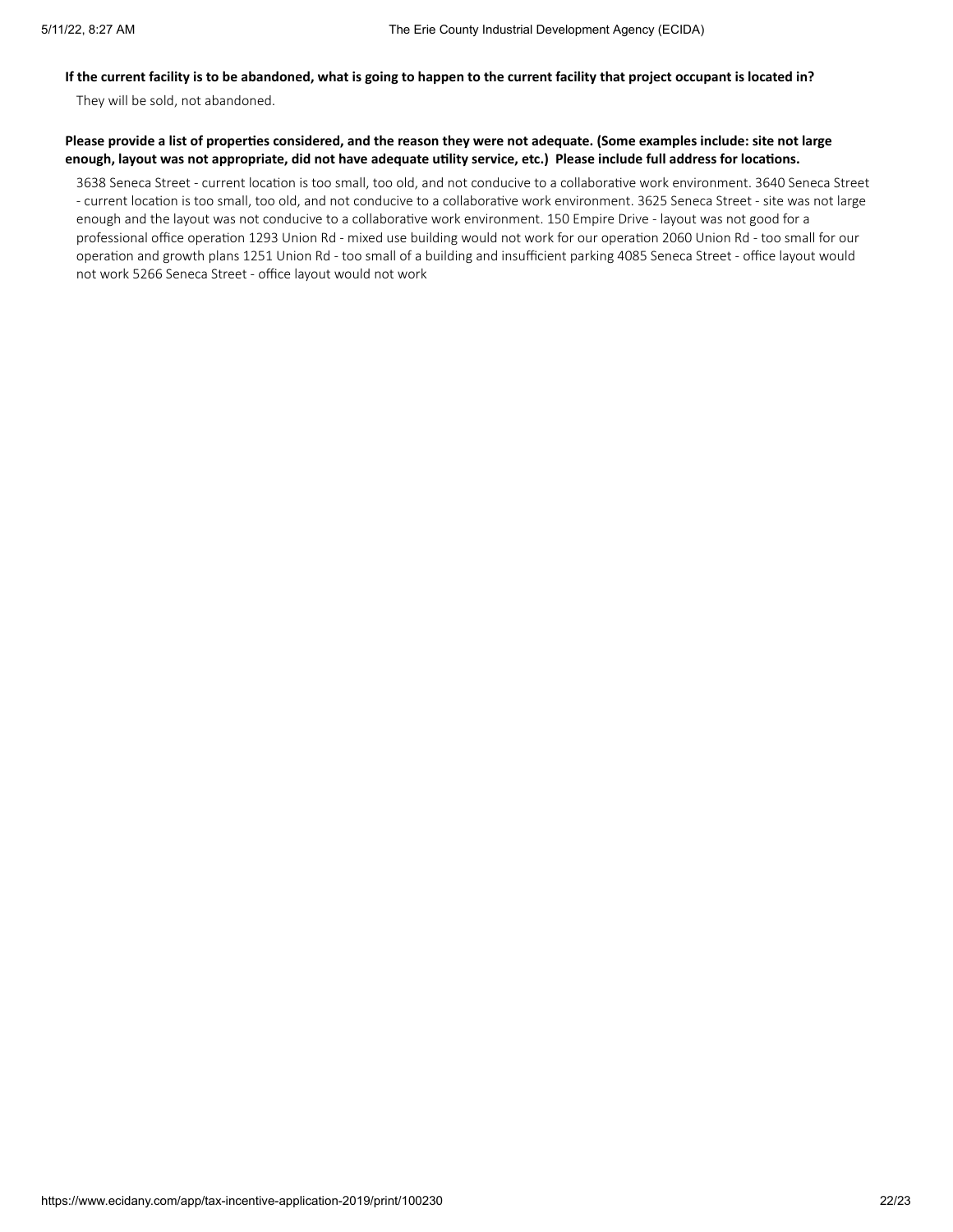**If the current facility is to be abandoned, what is going to happen to the current facility that project occupant is located in?**

They will be sold, not abandoned.

**Please provide a list of properties considered, and the reason they were not adequate. (Some examples include: site not large enough, layout was not appropriate, did not have adequate utility service, etc.) Please include full address for locations.**

3638 Seneca Street - current location is too small, too old, and not conducive to a collaborative work environment. 3640 Seneca Street - current location is too small, too old, and not conducive to a collaborative work environment. 3625 Seneca Street - site was not large enough and the layout was not conducive to a collaborative work environment. 150 Empire Drive - layout was not good for a professional office operation 1293 Union Rd - mixed use building would not work for our operation 2060 Union Rd - too small for our operation and growth plans 1251 Union Rd - too small of a building and insufficient parking 4085 Seneca Street - office layout would not work 5266 Seneca Street - office layout would not work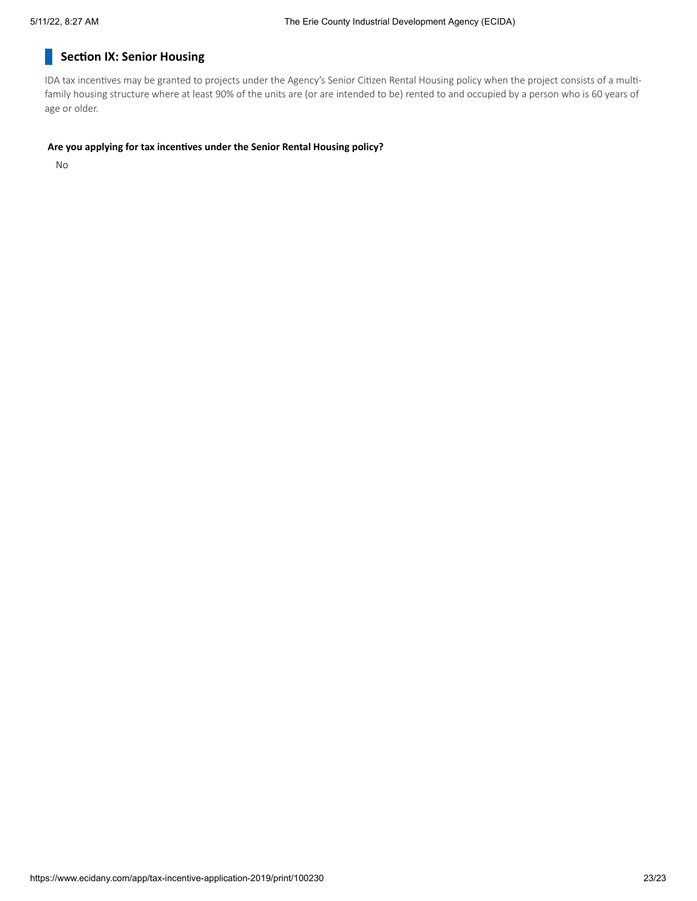## Section IX: Senior Housing

IDA tax incentives may be granted to projects under the Agency's Senior Citizen Rental Housing policy when the project consists of a multi-family housing structure where at least 90% of the units are (or are intended to be) rented to and occupied by a person who is 60 years of age or older.

**Are you applying for tax incentives under the Senior Rental Housing policy?**

No